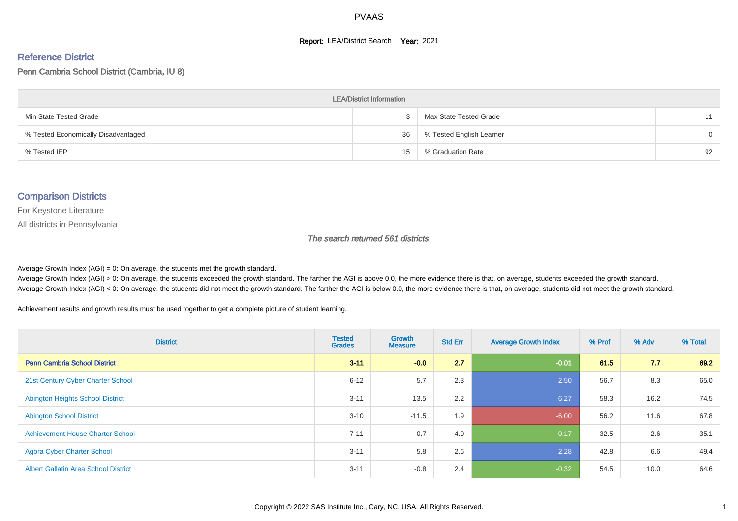# PVAAS

**Report:** LEA/District Search **Year:** 2021

## Reference District

Penn Cambria School District (Cambria, IU 8)

| LEA/District Information | | | |
|---|---|---|---|
| Min State Tested Grade | 3 | Max State Tested Grade | 11 |
| % Tested Economically Disadvantaged | 36 | % Tested English Learner | 0 |
| % Tested IEP | 15 | % Graduation Rate | 92 |

## Comparison Districts

For Keystone Literature

All districts in Pennsylvania

*The search returned 561 districts*

Average Growth Index (AGI) = 0: On average, the students met the growth standard.
Average Growth Index (AGI) > 0: On average, the students exceeded the growth standard. The farther the AGI is above 0.0, the more evidence there is that, on average, students exceeded the growth standard.
Average Growth Index (AGI) < 0: On average, the students did not meet the growth standard. The farther the AGI is below 0.0, the more evidence there is that, on average, students did not meet the growth standard.

Achievement results and growth results must be used together to get a complete picture of student learning.

| District | Tested Grades | Growth Measure | Std Err | Average Growth Index | % Prof | % Adv | % Total |
|---|---|---|---|---|---|---|---|
| **Penn Cambria School District** | **3-11** | **-0.0** | **2.7** | **-0.01** | **61.5** | **7.7** | **69.2** |
| 21st Century Cyber Charter School | 6-12 | 5.7 | 2.3 | 2.50 | 56.7 | 8.3 | 65.0 |
| Abington Heights School District | 3-11 | 13.5 | 2.2 | 6.27 | 58.3 | 16.2 | 74.5 |
| Abington School District | 3-10 | -11.5 | 1.9 | -6.00 | 56.2 | 11.6 | 67.8 |
| Achievement House Charter School | 7-11 | -0.7 | 4.0 | -0.17 | 32.5 | 2.6 | 35.1 |
| Agora Cyber Charter School | 3-11 | 5.8 | 2.6 | 2.28 | 42.8 | 6.6 | 49.4 |
| Albert Gallatin Area School District | 3-11 | -0.8 | 2.4 | -0.32 | 54.5 | 10.0 | 64.6 |

Copyright © 2022 SAS Institute Inc., Cary, NC, USA. All Rights Reserved.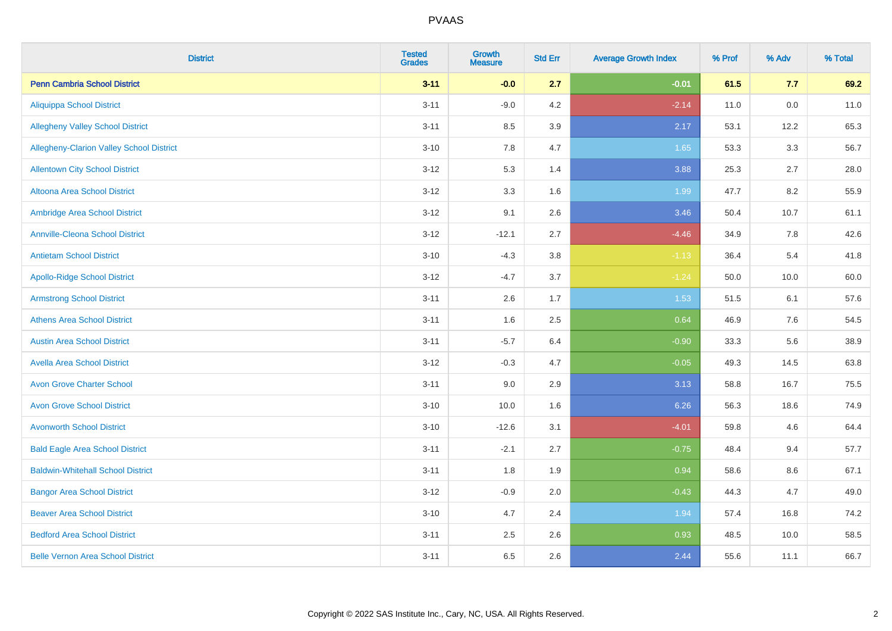PVAAS

| District | Tested Grades | Growth Measure | Std Err | Average Growth Index | % Prof | % Adv | % Total |
|---|---|---|---|---|---|---|---|
| **Penn Cambria School District** | **3-11** | **-0.0** | **2.7** | **-0.01** | **61.5** | **7.7** | **69.2** |
| Aliquippa School District | 3-11 | -9.0 | 4.2 | -2.14 | 11.0 | 0.0 | 11.0 |
| Allegheny Valley School District | 3-11 | 8.5 | 3.9 | 2.17 | 53.1 | 12.2 | 65.3 |
| Allegheny-Clarion Valley School District | 3-10 | 7.8 | 4.7 | 1.65 | 53.3 | 3.3 | 56.7 |
| Allentown City School District | 3-12 | 5.3 | 1.4 | 3.88 | 25.3 | 2.7 | 28.0 |
| Altoona Area School District | 3-12 | 3.3 | 1.6 | 1.99 | 47.7 | 8.2 | 55.9 |
| Ambridge Area School District | 3-12 | 9.1 | 2.6 | 3.46 | 50.4 | 10.7 | 61.1 |
| Annville-Cleona School District | 3-12 | -12.1 | 2.7 | -4.46 | 34.9 | 7.8 | 42.6 |
| Antietam School District | 3-10 | -4.3 | 3.8 | -1.13 | 36.4 | 5.4 | 41.8 |
| Apollo-Ridge School District | 3-12 | -4.7 | 3.7 | -1.24 | 50.0 | 10.0 | 60.0 |
| Armstrong School District | 3-11 | 2.6 | 1.7 | 1.53 | 51.5 | 6.1 | 57.6 |
| Athens Area School District | 3-11 | 1.6 | 2.5 | 0.64 | 46.9 | 7.6 | 54.5 |
| Austin Area School District | 3-11 | -5.7 | 6.4 | -0.90 | 33.3 | 5.6 | 38.9 |
| Avella Area School District | 3-12 | -0.3 | 4.7 | -0.05 | 49.3 | 14.5 | 63.8 |
| Avon Grove Charter School | 3-11 | 9.0 | 2.9 | 3.13 | 58.8 | 16.7 | 75.5 |
| Avon Grove School District | 3-10 | 10.0 | 1.6 | 6.26 | 56.3 | 18.6 | 74.9 |
| Avonworth School District | 3-10 | -12.6 | 3.1 | -4.01 | 59.8 | 4.6 | 64.4 |
| Bald Eagle Area School District | 3-11 | -2.1 | 2.7 | -0.75 | 48.4 | 9.4 | 57.7 |
| Baldwin-Whitehall School District | 3-11 | 1.8 | 1.9 | 0.94 | 58.6 | 8.6 | 67.1 |
| Bangor Area School District | 3-12 | -0.9 | 2.0 | -0.43 | 44.3 | 4.7 | 49.0 |
| Beaver Area School District | 3-10 | 4.7 | 2.4 | 1.94 | 57.4 | 16.8 | 74.2 |
| Bedford Area School District | 3-11 | 2.5 | 2.6 | 0.93 | 48.5 | 10.0 | 58.5 |
| Belle Vernon Area School District | 3-11 | 6.5 | 2.6 | 2.44 | 55.6 | 11.1 | 66.7 |

Copyright © 2022 SAS Institute Inc., Cary, NC, USA. All Rights Reserved.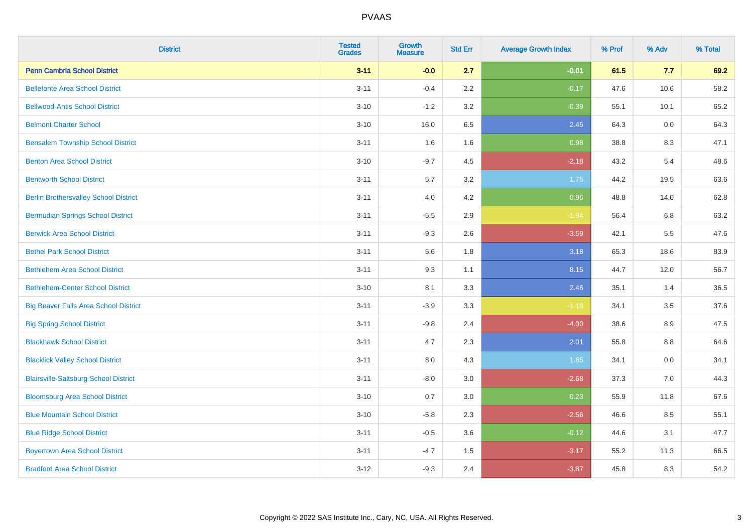# PVAAS

| District | Tested Grades | Growth Measure | Std Err | Average Growth Index | % Prof | % Adv | % Total |
|---|---|---|---|---|---|---|---|
| **Penn Cambria School District** | **3-11** | **-0.0** | **2.7** | **-0.01** | **61.5** | **7.7** | **69.2** |
| Bellefonte Area School District | 3-11 | -0.4 | 2.2 | -0.17 | 47.6 | 10.6 | 58.2 |
| Bellwood-Antis School District | 3-10 | -1.2 | 3.2 | -0.39 | 55.1 | 10.1 | 65.2 |
| Belmont Charter School | 3-10 | 16.0 | 6.5 | 2.45 | 64.3 | 0.0 | 64.3 |
| Bensalem Township School District | 3-11 | 1.6 | 1.6 | 0.98 | 38.8 | 8.3 | 47.1 |
| Benton Area School District | 3-10 | -9.7 | 4.5 | -2.18 | 43.2 | 5.4 | 48.6 |
| Bentworth School District | 3-11 | 5.7 | 3.2 | 1.75 | 44.2 | 19.5 | 63.6 |
| Berlin Brothersvalley School District | 3-11 | 4.0 | 4.2 | 0.96 | 48.8 | 14.0 | 62.8 |
| Bermudian Springs School District | 3-11 | -5.5 | 2.9 | -1.94 | 56.4 | 6.8 | 63.2 |
| Berwick Area School District | 3-11 | -9.3 | 2.6 | -3.59 | 42.1 | 5.5 | 47.6 |
| Bethel Park School District | 3-11 | 5.6 | 1.8 | 3.18 | 65.3 | 18.6 | 83.9 |
| Bethlehem Area School District | 3-11 | 9.3 | 1.1 | 8.15 | 44.7 | 12.0 | 56.7 |
| Bethlehem-Center School District | 3-10 | 8.1 | 3.3 | 2.46 | 35.1 | 1.4 | 36.5 |
| Big Beaver Falls Area School District | 3-11 | -3.9 | 3.3 | -1.18 | 34.1 | 3.5 | 37.6 |
| Big Spring School District | 3-11 | -9.8 | 2.4 | -4.00 | 38.6 | 8.9 | 47.5 |
| Blackhawk School District | 3-11 | 4.7 | 2.3 | 2.01 | 55.8 | 8.8 | 64.6 |
| Blacklick Valley School District | 3-11 | 8.0 | 4.3 | 1.85 | 34.1 | 0.0 | 34.1 |
| Blairsville-Saltsburg School District | 3-11 | -8.0 | 3.0 | -2.68 | 37.3 | 7.0 | 44.3 |
| Bloomsburg Area School District | 3-10 | 0.7 | 3.0 | 0.23 | 55.9 | 11.8 | 67.6 |
| Blue Mountain School District | 3-10 | -5.8 | 2.3 | -2.56 | 46.6 | 8.5 | 55.1 |
| Blue Ridge School District | 3-11 | -0.5 | 3.6 | -0.12 | 44.6 | 3.1 | 47.7 |
| Boyertown Area School District | 3-11 | -4.7 | 1.5 | -3.17 | 55.2 | 11.3 | 66.5 |
| Bradford Area School District | 3-12 | -9.3 | 2.4 | -3.87 | 45.8 | 8.3 | 54.2 |

Copyright © 2022 SAS Institute Inc., Cary, NC, USA. All Rights Reserved.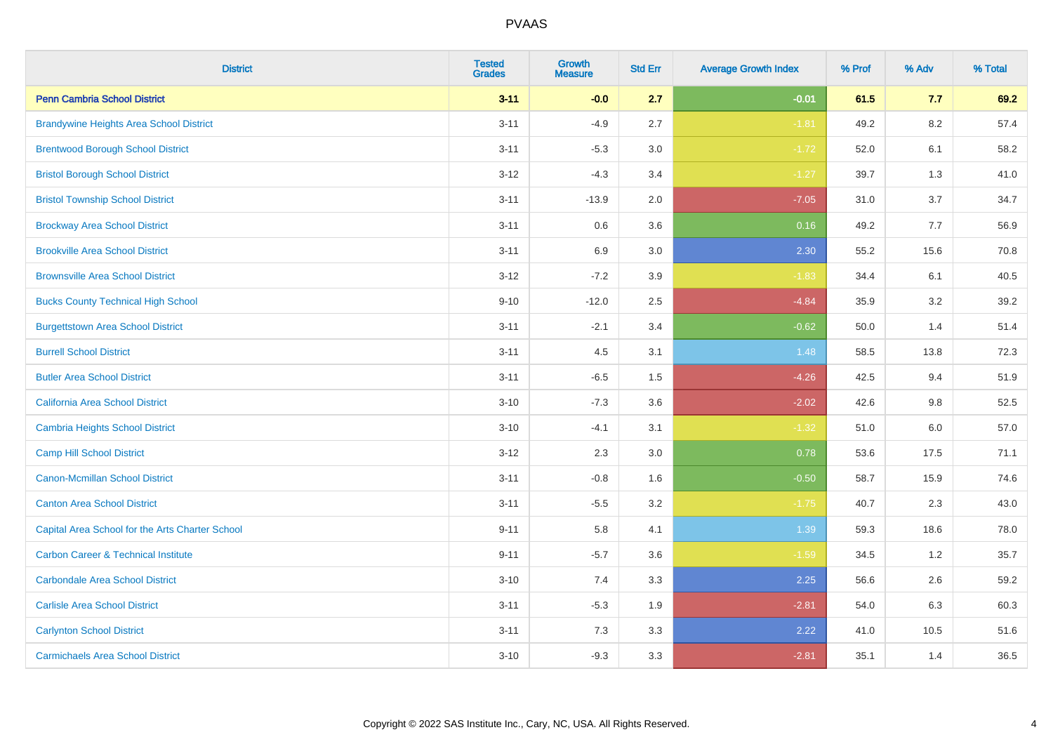| District | Tested Grades | Growth Measure | Std Err | Average Growth Index | % Prof | % Adv | % Total |
|---|---|---|---|---|---|---|---|
| **Penn Cambria School District** | **3-11** | **-0.0** | **2.7** | **-0.01** | **61.5** | **7.7** | **69.2** |
| Brandywine Heights Area School District | 3-11 | -4.9 | 2.7 | -1.81 | 49.2 | 8.2 | 57.4 |
| Brentwood Borough School District | 3-11 | -5.3 | 3.0 | -1.72 | 52.0 | 6.1 | 58.2 |
| Bristol Borough School District | 3-12 | -4.3 | 3.4 | -1.27 | 39.7 | 1.3 | 41.0 |
| Bristol Township School District | 3-11 | -13.9 | 2.0 | -7.05 | 31.0 | 3.7 | 34.7 |
| Brockway Area School District | 3-11 | 0.6 | 3.6 | 0.16 | 49.2 | 7.7 | 56.9 |
| Brookville Area School District | 3-11 | 6.9 | 3.0 | 2.30 | 55.2 | 15.6 | 70.8 |
| Brownsville Area School District | 3-12 | -7.2 | 3.9 | -1.83 | 34.4 | 6.1 | 40.5 |
| Bucks County Technical High School | 9-10 | -12.0 | 2.5 | -4.84 | 35.9 | 3.2 | 39.2 |
| Burgettstown Area School District | 3-11 | -2.1 | 3.4 | -0.62 | 50.0 | 1.4 | 51.4 |
| Burrell School District | 3-11 | 4.5 | 3.1 | 1.48 | 58.5 | 13.8 | 72.3 |
| Butler Area School District | 3-11 | -6.5 | 1.5 | -4.26 | 42.5 | 9.4 | 51.9 |
| California Area School District | 3-10 | -7.3 | 3.6 | -2.02 | 42.6 | 9.8 | 52.5 |
| Cambria Heights School District | 3-10 | -4.1 | 3.1 | -1.32 | 51.0 | 6.0 | 57.0 |
| Camp Hill School District | 3-12 | 2.3 | 3.0 | 0.78 | 53.6 | 17.5 | 71.1 |
| Canon-Mcmillan School District | 3-11 | -0.8 | 1.6 | -0.50 | 58.7 | 15.9 | 74.6 |
| Canton Area School District | 3-11 | -5.5 | 3.2 | -1.75 | 40.7 | 2.3 | 43.0 |
| Capital Area School for the Arts Charter School | 9-11 | 5.8 | 4.1 | 1.39 | 59.3 | 18.6 | 78.0 |
| Carbon Career & Technical Institute | 9-11 | -5.7 | 3.6 | -1.59 | 34.5 | 1.2 | 35.7 |
| Carbondale Area School District | 3-10 | 7.4 | 3.3 | 2.25 | 56.6 | 2.6 | 59.2 |
| Carlisle Area School District | 3-11 | -5.3 | 1.9 | -2.81 | 54.0 | 6.3 | 60.3 |
| Carlynton School District | 3-11 | 7.3 | 3.3 | 2.22 | 41.0 | 10.5 | 51.6 |
| Carmichaels Area School District | 3-10 | -9.3 | 3.3 | -2.81 | 35.1 | 1.4 | 36.5 |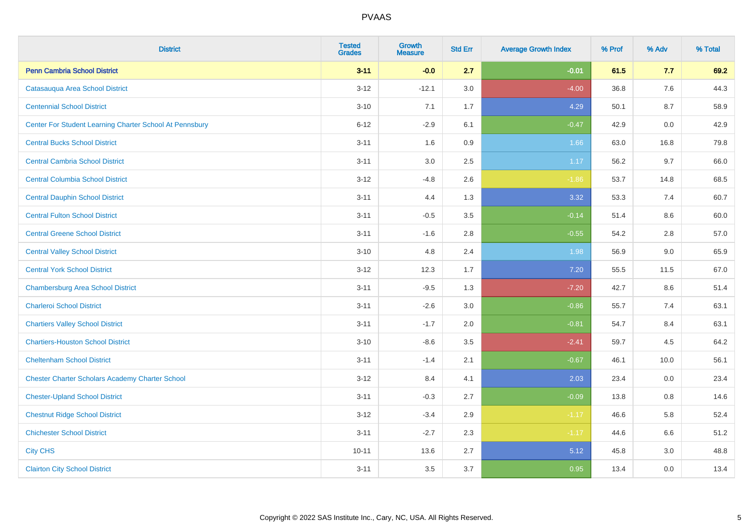| District | Tested Grades | Growth Measure | Std Err | Average Growth Index | % Prof | % Adv | % Total |
|---|---|---|---|---|---|---|---|
| **Penn Cambria School District** | **3-11** | **-0.0** | **2.7** | **-0.01** | **61.5** | **7.7** | **69.2** |
| Catasauqua Area School District | 3-12 | -12.1 | 3.0 | -4.00 | 36.8 | 7.6 | 44.3 |
| Centennial School District | 3-10 | 7.1 | 1.7 | 4.29 | 50.1 | 8.7 | 58.9 |
| Center For Student Learning Charter School At Pennsbury | 6-12 | -2.9 | 6.1 | -0.47 | 42.9 | 0.0 | 42.9 |
| Central Bucks School District | 3-11 | 1.6 | 0.9 | 1.66 | 63.0 | 16.8 | 79.8 |
| Central Cambria School District | 3-11 | 3.0 | 2.5 | 1.17 | 56.2 | 9.7 | 66.0 |
| Central Columbia School District | 3-12 | -4.8 | 2.6 | -1.86 | 53.7 | 14.8 | 68.5 |
| Central Dauphin School District | 3-11 | 4.4 | 1.3 | 3.32 | 53.3 | 7.4 | 60.7 |
| Central Fulton School District | 3-11 | -0.5 | 3.5 | -0.14 | 51.4 | 8.6 | 60.0 |
| Central Greene School District | 3-11 | -1.6 | 2.8 | -0.55 | 54.2 | 2.8 | 57.0 |
| Central Valley School District | 3-10 | 4.8 | 2.4 | 1.98 | 56.9 | 9.0 | 65.9 |
| Central York School District | 3-12 | 12.3 | 1.7 | 7.20 | 55.5 | 11.5 | 67.0 |
| Chambersburg Area School District | 3-11 | -9.5 | 1.3 | -7.20 | 42.7 | 8.6 | 51.4 |
| Charleroi School District | 3-11 | -2.6 | 3.0 | -0.86 | 55.7 | 7.4 | 63.1 |
| Chartiers Valley School District | 3-11 | -1.7 | 2.0 | -0.81 | 54.7 | 8.4 | 63.1 |
| Chartiers-Houston School District | 3-10 | -8.6 | 3.5 | -2.41 | 59.7 | 4.5 | 64.2 |
| Cheltenham School District | 3-11 | -1.4 | 2.1 | -0.67 | 46.1 | 10.0 | 56.1 |
| Chester Charter Scholars Academy Charter School | 3-12 | 8.4 | 4.1 | 2.03 | 23.4 | 0.0 | 23.4 |
| Chester-Upland School District | 3-11 | -0.3 | 2.7 | -0.09 | 13.8 | 0.8 | 14.6 |
| Chestnut Ridge School District | 3-12 | -3.4 | 2.9 | -1.17 | 46.6 | 5.8 | 52.4 |
| Chichester School District | 3-11 | -2.7 | 2.3 | -1.17 | 44.6 | 6.6 | 51.2 |
| City CHS | 10-11 | 13.6 | 2.7 | 5.12 | 45.8 | 3.0 | 48.8 |
| Clairton City School District | 3-11 | 3.5 | 3.7 | 0.95 | 13.4 | 0.0 | 13.4 |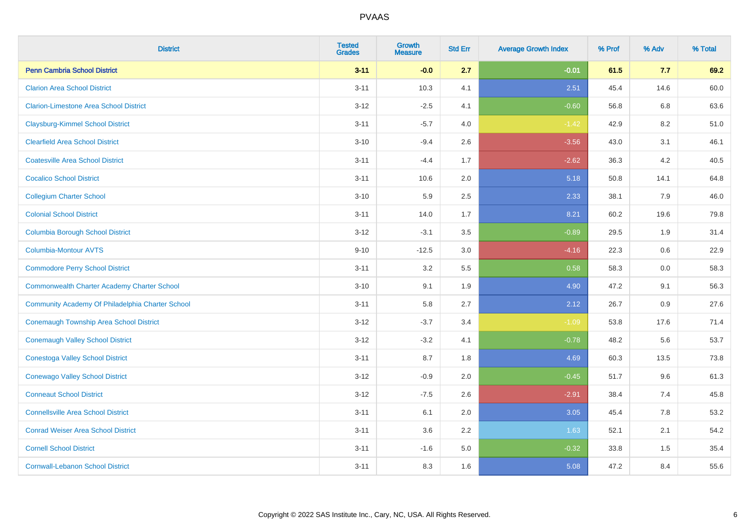# PVAAS

| District | Tested Grades | Growth Measure | Std Err | Average Growth Index | % Prof | % Adv | % Total |
|---|---|---|---|---|---|---|---|
| **Penn Cambria School District** | **3-11** | **-0.0** | **2.7** | **-0.01** | **61.5** | **7.7** | **69.2** |
| Clarion Area School District | 3-11 | 10.3 | 4.1 | 2.51 | 45.4 | 14.6 | 60.0 |
| Clarion-Limestone Area School District | 3-12 | -2.5 | 4.1 | -0.60 | 56.8 | 6.8 | 63.6 |
| Claysburg-Kimmel School District | 3-11 | -5.7 | 4.0 | -1.42 | 42.9 | 8.2 | 51.0 |
| Clearfield Area School District | 3-10 | -9.4 | 2.6 | -3.56 | 43.0 | 3.1 | 46.1 |
| Coatesville Area School District | 3-11 | -4.4 | 1.7 | -2.62 | 36.3 | 4.2 | 40.5 |
| Cocalico School District | 3-11 | 10.6 | 2.0 | 5.18 | 50.8 | 14.1 | 64.8 |
| Collegium Charter School | 3-10 | 5.9 | 2.5 | 2.33 | 38.1 | 7.9 | 46.0 |
| Colonial School District | 3-11 | 14.0 | 1.7 | 8.21 | 60.2 | 19.6 | 79.8 |
| Columbia Borough School District | 3-12 | -3.1 | 3.5 | -0.89 | 29.5 | 1.9 | 31.4 |
| Columbia-Montour AVTS | 9-10 | -12.5 | 3.0 | -4.16 | 22.3 | 0.6 | 22.9 |
| Commodore Perry School District | 3-11 | 3.2 | 5.5 | 0.58 | 58.3 | 0.0 | 58.3 |
| Commonwealth Charter Academy Charter School | 3-10 | 9.1 | 1.9 | 4.90 | 47.2 | 9.1 | 56.3 |
| Community Academy Of Philadelphia Charter School | 3-11 | 5.8 | 2.7 | 2.12 | 26.7 | 0.9 | 27.6 |
| Conemaugh Township Area School District | 3-12 | -3.7 | 3.4 | -1.09 | 53.8 | 17.6 | 71.4 |
| Conemaugh Valley School District | 3-12 | -3.2 | 4.1 | -0.78 | 48.2 | 5.6 | 53.7 |
| Conestoga Valley School District | 3-11 | 8.7 | 1.8 | 4.69 | 60.3 | 13.5 | 73.8 |
| Conewago Valley School District | 3-12 | -0.9 | 2.0 | -0.45 | 51.7 | 9.6 | 61.3 |
| Conneaut School District | 3-12 | -7.5 | 2.6 | -2.91 | 38.4 | 7.4 | 45.8 |
| Connellsville Area School District | 3-11 | 6.1 | 2.0 | 3.05 | 45.4 | 7.8 | 53.2 |
| Conrad Weiser Area School District | 3-11 | 3.6 | 2.2 | 1.63 | 52.1 | 2.1 | 54.2 |
| Cornell School District | 3-11 | -1.6 | 5.0 | -0.32 | 33.8 | 1.5 | 35.4 |
| Cornwall-Lebanon School District | 3-11 | 8.3 | 1.6 | 5.08 | 47.2 | 8.4 | 55.6 |

Copyright © 2022 SAS Institute Inc., Cary, NC, USA. All Rights Reserved.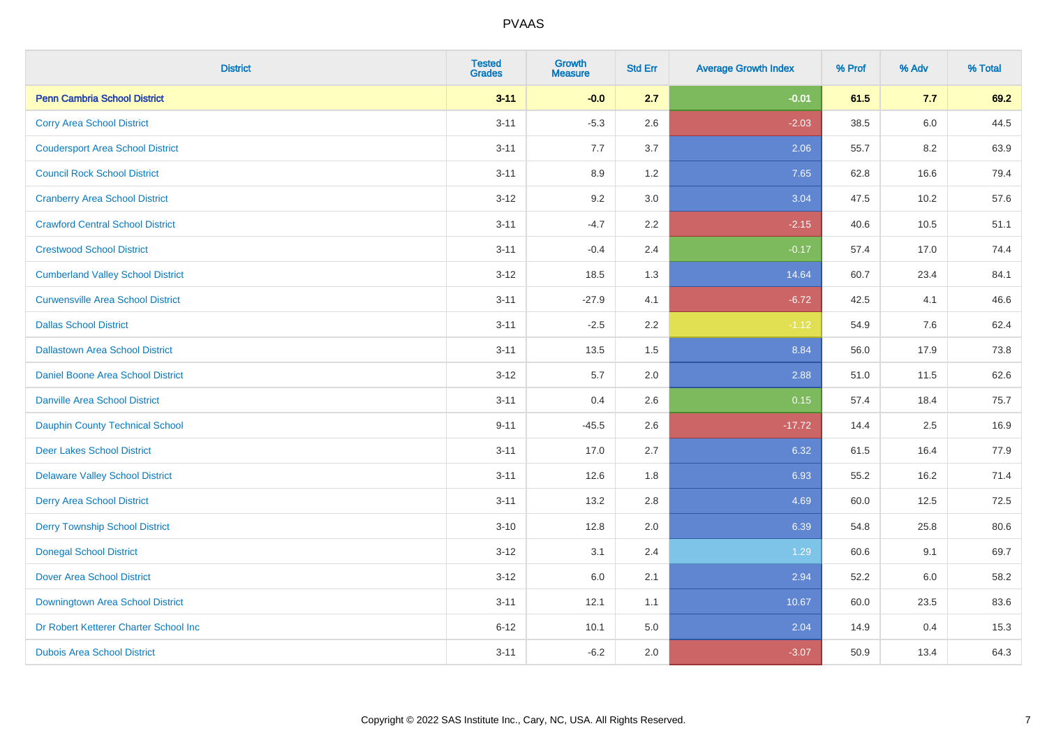# PVAAS

| District | Tested Grades | Growth Measure | Std Err | Average Growth Index | % Prof | % Adv | % Total |
|---|---|---|---|---|---|---|---|
| **Penn Cambria School District** | **3-11** | **-0.0** | **2.7** | **-0.01** | **61.5** | **7.7** | **69.2** |
| Corry Area School District | 3-11 | -5.3 | 2.6 | -2.03 | 38.5 | 6.0 | 44.5 |
| Coudersport Area School District | 3-11 | 7.7 | 3.7 | 2.06 | 55.7 | 8.2 | 63.9 |
| Council Rock School District | 3-11 | 8.9 | 1.2 | 7.65 | 62.8 | 16.6 | 79.4 |
| Cranberry Area School District | 3-12 | 9.2 | 3.0 | 3.04 | 47.5 | 10.2 | 57.6 |
| Crawford Central School District | 3-11 | -4.7 | 2.2 | -2.15 | 40.6 | 10.5 | 51.1 |
| Crestwood School District | 3-11 | -0.4 | 2.4 | -0.17 | 57.4 | 17.0 | 74.4 |
| Cumberland Valley School District | 3-12 | 18.5 | 1.3 | 14.64 | 60.7 | 23.4 | 84.1 |
| Curwensville Area School District | 3-11 | -27.9 | 4.1 | -6.72 | 42.5 | 4.1 | 46.6 |
| Dallas School District | 3-11 | -2.5 | 2.2 | -1.12 | 54.9 | 7.6 | 62.4 |
| Dallastown Area School District | 3-11 | 13.5 | 1.5 | 8.84 | 56.0 | 17.9 | 73.8 |
| Daniel Boone Area School District | 3-12 | 5.7 | 2.0 | 2.88 | 51.0 | 11.5 | 62.6 |
| Danville Area School District | 3-11 | 0.4 | 2.6 | 0.15 | 57.4 | 18.4 | 75.7 |
| Dauphin County Technical School | 9-11 | -45.5 | 2.6 | -17.72 | 14.4 | 2.5 | 16.9 |
| Deer Lakes School District | 3-11 | 17.0 | 2.7 | 6.32 | 61.5 | 16.4 | 77.9 |
| Delaware Valley School District | 3-11 | 12.6 | 1.8 | 6.93 | 55.2 | 16.2 | 71.4 |
| Derry Area School District | 3-11 | 13.2 | 2.8 | 4.69 | 60.0 | 12.5 | 72.5 |
| Derry Township School District | 3-10 | 12.8 | 2.0 | 6.39 | 54.8 | 25.8 | 80.6 |
| Donegal School District | 3-12 | 3.1 | 2.4 | 1.29 | 60.6 | 9.1 | 69.7 |
| Dover Area School District | 3-12 | 6.0 | 2.1 | 2.94 | 52.2 | 6.0 | 58.2 |
| Downingtown Area School District | 3-11 | 12.1 | 1.1 | 10.67 | 60.0 | 23.5 | 83.6 |
| Dr Robert Ketterer Charter School Inc | 6-12 | 10.1 | 5.0 | 2.04 | 14.9 | 0.4 | 15.3 |
| Dubois Area School District | 3-11 | -6.2 | 2.0 | -3.07 | 50.9 | 13.4 | 64.3 |

Copyright © 2022 SAS Institute Inc., Cary, NC, USA. All Rights Reserved.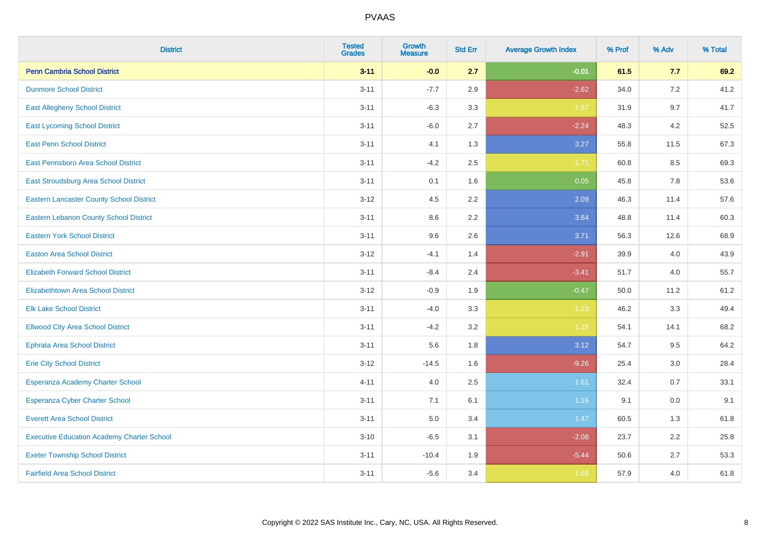| District | Tested Grades | Growth Measure | Std Err | Average Growth Index | % Prof | % Adv | % Total |
|---|---|---|---|---|---|---|---|
| **Penn Cambria School District** | **3-11** | **-0.0** | **2.7** | **-0.01** | **61.5** | **7.7** | **69.2** |
| Dunmore School District | 3-11 | -7.7 | 2.9 | -2.62 | 34.0 | 7.2 | 41.2 |
| East Allegheny School District | 3-11 | -6.3 | 3.3 | -1.87 | 31.9 | 9.7 | 41.7 |
| East Lycoming School District | 3-11 | -6.0 | 2.7 | -2.24 | 48.3 | 4.2 | 52.5 |
| East Penn School District | 3-11 | 4.1 | 1.3 | 3.27 | 55.8 | 11.5 | 67.3 |
| East Pennsboro Area School District | 3-11 | -4.2 | 2.5 | -1.71 | 60.8 | 8.5 | 69.3 |
| East Stroudsburg Area School District | 3-11 | 0.1 | 1.6 | 0.05 | 45.8 | 7.8 | 53.6 |
| Eastern Lancaster County School District | 3-12 | 4.5 | 2.2 | 2.09 | 46.3 | 11.4 | 57.6 |
| Eastern Lebanon County School District | 3-11 | 8.6 | 2.2 | 3.84 | 48.8 | 11.4 | 60.3 |
| Eastern York School District | 3-11 | 9.6 | 2.6 | 3.71 | 56.3 | 12.6 | 68.9 |
| Easton Area School District | 3-12 | -4.1 | 1.4 | -2.91 | 39.9 | 4.0 | 43.9 |
| Elizabeth Forward School District | 3-11 | -8.4 | 2.4 | -3.41 | 51.7 | 4.0 | 55.7 |
| Elizabethtown Area School District | 3-12 | -0.9 | 1.9 | -0.47 | 50.0 | 11.2 | 61.2 |
| Elk Lake School District | 3-11 | -4.0 | 3.3 | -1.23 | 46.2 | 3.3 | 49.4 |
| Ellwood City Area School District | 3-11 | -4.2 | 3.2 | -1.29 | 54.1 | 14.1 | 68.2 |
| Ephrata Area School District | 3-11 | 5.6 | 1.8 | 3.12 | 54.7 | 9.5 | 64.2 |
| Erie City School District | 3-12 | -14.5 | 1.6 | -9.26 | 25.4 | 3.0 | 28.4 |
| Esperanza Academy Charter School | 4-11 | 4.0 | 2.5 | 1.61 | 32.4 | 0.7 | 33.1 |
| Esperanza Cyber Charter School | 3-11 | 7.1 | 6.1 | 1.16 | 9.1 | 0.0 | 9.1 |
| Everett Area School District | 3-11 | 5.0 | 3.4 | 1.47 | 60.5 | 1.3 | 61.8 |
| Executive Education Academy Charter School | 3-10 | -6.5 | 3.1 | -2.08 | 23.7 | 2.2 | 25.8 |
| Exeter Township School District | 3-11 | -10.4 | 1.9 | -5.44 | 50.6 | 2.7 | 53.3 |
| Fairfield Area School District | 3-11 | -5.6 | 3.4 | -1.66 | 57.9 | 4.0 | 61.8 |

Copyright © 2022 SAS Institute Inc., Cary, NC, USA. All Rights Reserved.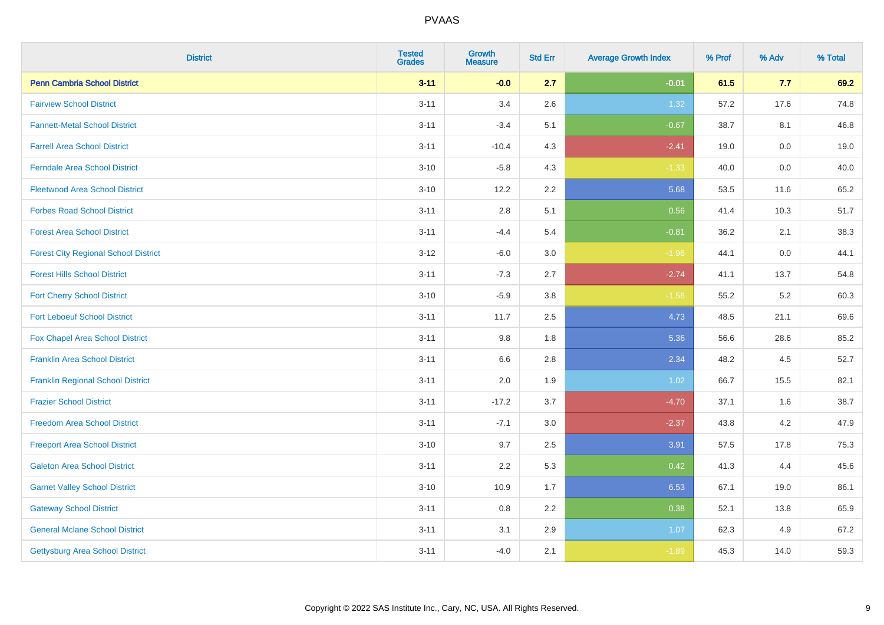PVAAS

| District | Tested Grades | Growth Measure | Std Err | Average Growth Index | % Prof | % Adv | % Total |
|---|---|---|---|---|---|---|---|
| **Penn Cambria School District** | **3-11** | **-0.0** | **2.7** | **-0.01** | **61.5** | **7.7** | **69.2** |
| Fairview School District | 3-11 | 3.4 | 2.6 | 1.32 | 57.2 | 17.6 | 74.8 |
| Fannett-Metal School District | 3-11 | -3.4 | 5.1 | -0.67 | 38.7 | 8.1 | 46.8 |
| Farrell Area School District | 3-11 | -10.4 | 4.3 | -2.41 | 19.0 | 0.0 | 19.0 |
| Ferndale Area School District | 3-10 | -5.8 | 4.3 | -1.33 | 40.0 | 0.0 | 40.0 |
| Fleetwood Area School District | 3-10 | 12.2 | 2.2 | 5.68 | 53.5 | 11.6 | 65.2 |
| Forbes Road School District | 3-11 | 2.8 | 5.1 | 0.56 | 41.4 | 10.3 | 51.7 |
| Forest Area School District | 3-11 | -4.4 | 5.4 | -0.81 | 36.2 | 2.1 | 38.3 |
| Forest City Regional School District | 3-12 | -6.0 | 3.0 | -1.96 | 44.1 | 0.0 | 44.1 |
| Forest Hills School District | 3-11 | -7.3 | 2.7 | -2.74 | 41.1 | 13.7 | 54.8 |
| Fort Cherry School District | 3-10 | -5.9 | 3.8 | -1.56 | 55.2 | 5.2 | 60.3 |
| Fort Leboeuf School District | 3-11 | 11.7 | 2.5 | 4.73 | 48.5 | 21.1 | 69.6 |
| Fox Chapel Area School District | 3-11 | 9.8 | 1.8 | 5.36 | 56.6 | 28.6 | 85.2 |
| Franklin Area School District | 3-11 | 6.6 | 2.8 | 2.34 | 48.2 | 4.5 | 52.7 |
| Franklin Regional School District | 3-11 | 2.0 | 1.9 | 1.02 | 66.7 | 15.5 | 82.1 |
| Frazier School District | 3-11 | -17.2 | 3.7 | -4.70 | 37.1 | 1.6 | 38.7 |
| Freedom Area School District | 3-11 | -7.1 | 3.0 | -2.37 | 43.8 | 4.2 | 47.9 |
| Freeport Area School District | 3-10 | 9.7 | 2.5 | 3.91 | 57.5 | 17.8 | 75.3 |
| Galeton Area School District | 3-11 | 2.2 | 5.3 | 0.42 | 41.3 | 4.4 | 45.6 |
| Garnet Valley School District | 3-10 | 10.9 | 1.7 | 6.53 | 67.1 | 19.0 | 86.1 |
| Gateway School District | 3-11 | 0.8 | 2.2 | 0.38 | 52.1 | 13.8 | 65.9 |
| General Mclane School District | 3-11 | 3.1 | 2.9 | 1.07 | 62.3 | 4.9 | 67.2 |
| Gettysburg Area School District | 3-11 | -4.0 | 2.1 | -1.89 | 45.3 | 14.0 | 59.3 |

Copyright © 2022 SAS Institute Inc., Cary, NC, USA. All Rights Reserved.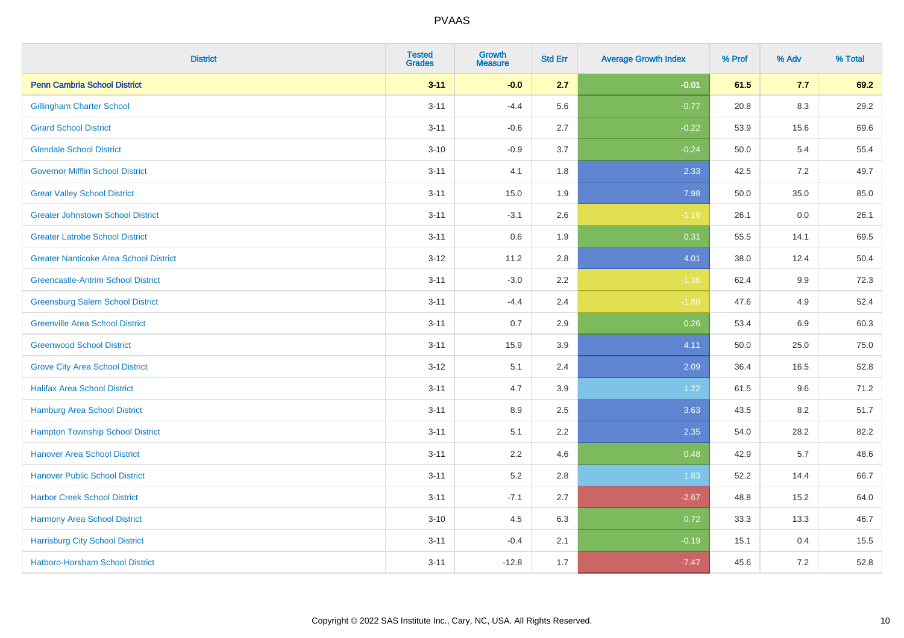| District | Tested Grades | Growth Measure | Std Err | Average Growth Index | % Prof | % Adv | % Total |
|---|---|---|---|---|---|---|---|
| **Penn Cambria School District** | **3-11** | **-0.0** | **2.7** | **-0.01** | **61.5** | **7.7** | **69.2** |
| Gillingham Charter School | 3-11 | -4.4 | 5.6 | -0.77 | 20.8 | 8.3 | 29.2 |
| Girard School District | 3-11 | -0.6 | 2.7 | -0.22 | 53.9 | 15.6 | 69.6 |
| Glendale School District | 3-10 | -0.9 | 3.7 | -0.24 | 50.0 | 5.4 | 55.4 |
| Governor Mifflin School District | 3-11 | 4.1 | 1.8 | 2.33 | 42.5 | 7.2 | 49.7 |
| Great Valley School District | 3-11 | 15.0 | 1.9 | 7.98 | 50.0 | 35.0 | 85.0 |
| Greater Johnstown School District | 3-11 | -3.1 | 2.6 | -1.19 | 26.1 | 0.0 | 26.1 |
| Greater Latrobe School District | 3-11 | 0.6 | 1.9 | 0.31 | 55.5 | 14.1 | 69.5 |
| Greater Nanticoke Area School District | 3-12 | 11.2 | 2.8 | 4.01 | 38.0 | 12.4 | 50.4 |
| Greencastle-Antrim School District | 3-11 | -3.0 | 2.2 | -1.36 | 62.4 | 9.9 | 72.3 |
| Greensburg Salem School District | 3-11 | -4.4 | 2.4 | -1.88 | 47.6 | 4.9 | 52.4 |
| Greenville Area School District | 3-11 | 0.7 | 2.9 | 0.26 | 53.4 | 6.9 | 60.3 |
| Greenwood School District | 3-11 | 15.9 | 3.9 | 4.11 | 50.0 | 25.0 | 75.0 |
| Grove City Area School District | 3-12 | 5.1 | 2.4 | 2.09 | 36.4 | 16.5 | 52.8 |
| Halifax Area School District | 3-11 | 4.7 | 3.9 | 1.22 | 61.5 | 9.6 | 71.2 |
| Hamburg Area School District | 3-11 | 8.9 | 2.5 | 3.63 | 43.5 | 8.2 | 51.7 |
| Hampton Township School District | 3-11 | 5.1 | 2.2 | 2.35 | 54.0 | 28.2 | 82.2 |
| Hanover Area School District | 3-11 | 2.2 | 4.6 | 0.48 | 42.9 | 5.7 | 48.6 |
| Hanover Public School District | 3-11 | 5.2 | 2.8 | 1.83 | 52.2 | 14.4 | 66.7 |
| Harbor Creek School District | 3-11 | -7.1 | 2.7 | -2.67 | 48.8 | 15.2 | 64.0 |
| Harmony Area School District | 3-10 | 4.5 | 6.3 | 0.72 | 33.3 | 13.3 | 46.7 |
| Harrisburg City School District | 3-11 | -0.4 | 2.1 | -0.19 | 15.1 | 0.4 | 15.5 |
| Hatboro-Horsham School District | 3-11 | -12.8 | 1.7 | -7.47 | 45.6 | 7.2 | 52.8 |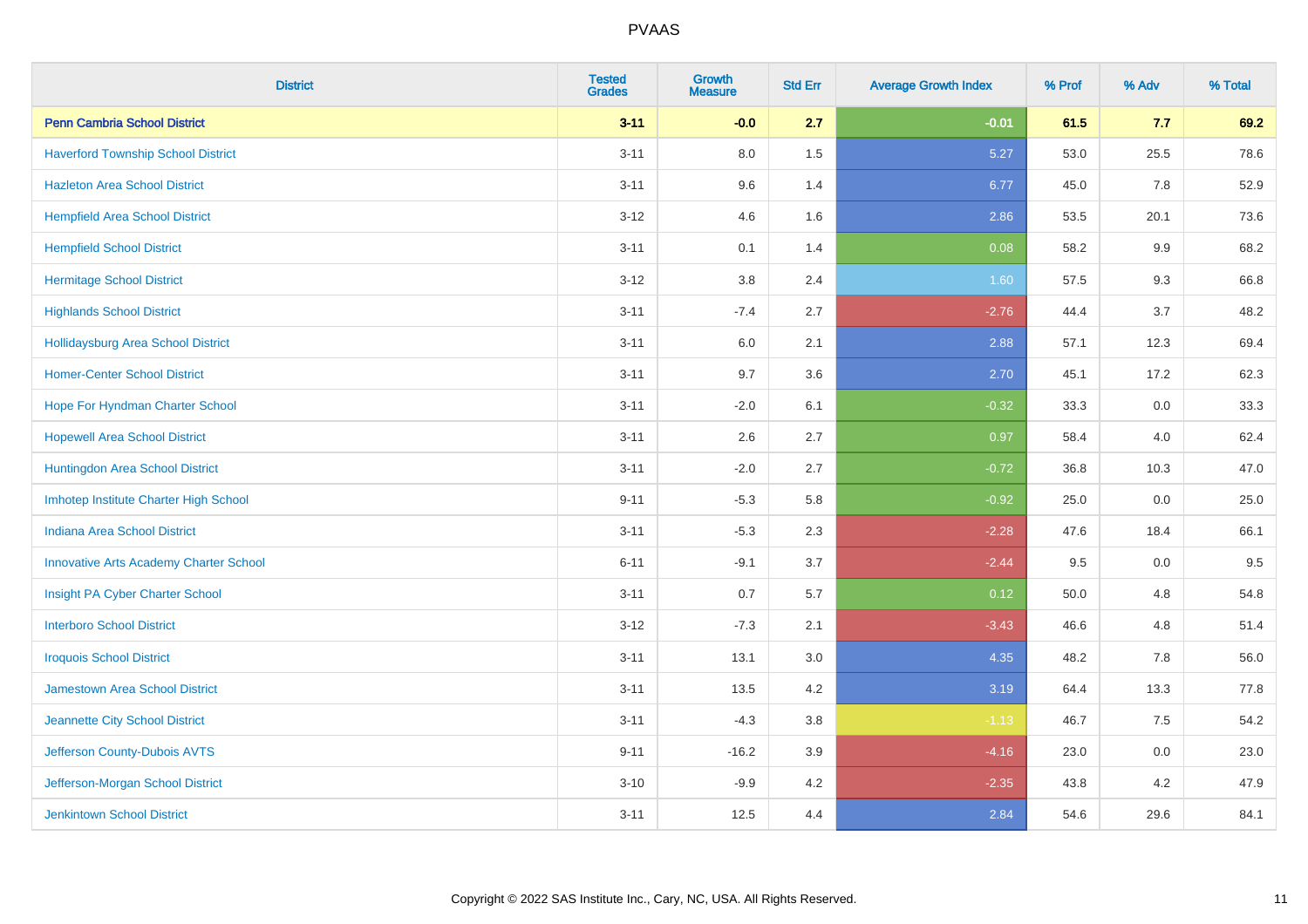| District | Tested Grades | Growth Measure | Std Err | Average Growth Index | % Prof | % Adv | % Total |
|---|---|---|---|---|---|---|---|
| **Penn Cambria School District** | **3-11** | **-0.0** | **2.7** | **-0.01** | **61.5** | **7.7** | **69.2** |
| Haverford Township School District | 3-11 | 8.0 | 1.5 | 5.27 | 53.0 | 25.5 | 78.6 |
| Hazleton Area School District | 3-11 | 9.6 | 1.4 | 6.77 | 45.0 | 7.8 | 52.9 |
| Hempfield Area School District | 3-12 | 4.6 | 1.6 | 2.86 | 53.5 | 20.1 | 73.6 |
| Hempfield School District | 3-11 | 0.1 | 1.4 | 0.08 | 58.2 | 9.9 | 68.2 |
| Hermitage School District | 3-12 | 3.8 | 2.4 | 1.60 | 57.5 | 9.3 | 66.8 |
| Highlands School District | 3-11 | -7.4 | 2.7 | -2.76 | 44.4 | 3.7 | 48.2 |
| Hollidaysburg Area School District | 3-11 | 6.0 | 2.1 | 2.88 | 57.1 | 12.3 | 69.4 |
| Homer-Center School District | 3-11 | 9.7 | 3.6 | 2.70 | 45.1 | 17.2 | 62.3 |
| Hope For Hyndman Charter School | 3-11 | -2.0 | 6.1 | -0.32 | 33.3 | 0.0 | 33.3 |
| Hopewell Area School District | 3-11 | 2.6 | 2.7 | 0.97 | 58.4 | 4.0 | 62.4 |
| Huntingdon Area School District | 3-11 | -2.0 | 2.7 | -0.72 | 36.8 | 10.3 | 47.0 |
| Imhotep Institute Charter High School | 9-11 | -5.3 | 5.8 | -0.92 | 25.0 | 0.0 | 25.0 |
| Indiana Area School District | 3-11 | -5.3 | 2.3 | -2.28 | 47.6 | 18.4 | 66.1 |
| Innovative Arts Academy Charter School | 6-11 | -9.1 | 3.7 | -2.44 | 9.5 | 0.0 | 9.5 |
| Insight PA Cyber Charter School | 3-11 | 0.7 | 5.7 | 0.12 | 50.0 | 4.8 | 54.8 |
| Interboro School District | 3-12 | -7.3 | 2.1 | -3.43 | 46.6 | 4.8 | 51.4 |
| Iroquois School District | 3-11 | 13.1 | 3.0 | 4.35 | 48.2 | 7.8 | 56.0 |
| Jamestown Area School District | 3-11 | 13.5 | 4.2 | 3.19 | 64.4 | 13.3 | 77.8 |
| Jeannette City School District | 3-11 | -4.3 | 3.8 | -1.13 | 46.7 | 7.5 | 54.2 |
| Jefferson County-Dubois AVTS | 9-11 | -16.2 | 3.9 | -4.16 | 23.0 | 0.0 | 23.0 |
| Jefferson-Morgan School District | 3-10 | -9.9 | 4.2 | -2.35 | 43.8 | 4.2 | 47.9 |
| Jenkintown School District | 3-11 | 12.5 | 4.4 | 2.84 | 54.6 | 29.6 | 84.1 |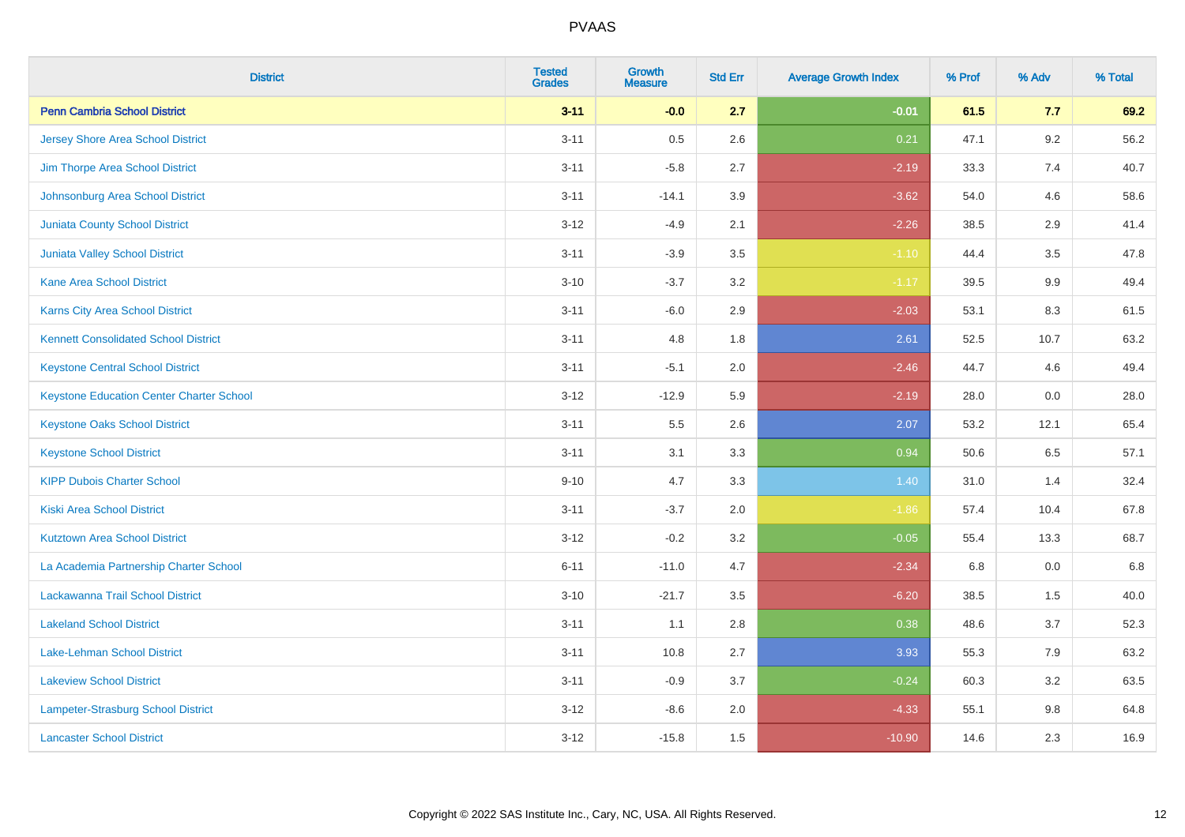# PVAAS

| District | Tested Grades | Growth Measure | Std Err | Average Growth Index | % Prof | % Adv | % Total |
|---|---|---|---|---|---|---|---|
| **Penn Cambria School District** | **3-11** | **-0.0** | **2.7** | **-0.01** | **61.5** | **7.7** | **69.2** |
| Jersey Shore Area School District | 3-11 | 0.5 | 2.6 | 0.21 | 47.1 | 9.2 | 56.2 |
| Jim Thorpe Area School District | 3-11 | -5.8 | 2.7 | -2.19 | 33.3 | 7.4 | 40.7 |
| Johnsonburg Area School District | 3-11 | -14.1 | 3.9 | -3.62 | 54.0 | 4.6 | 58.6 |
| Juniata County School District | 3-12 | -4.9 | 2.1 | -2.26 | 38.5 | 2.9 | 41.4 |
| Juniata Valley School District | 3-11 | -3.9 | 3.5 | -1.10 | 44.4 | 3.5 | 47.8 |
| Kane Area School District | 3-10 | -3.7 | 3.2 | -1.17 | 39.5 | 9.9 | 49.4 |
| Karns City Area School District | 3-11 | -6.0 | 2.9 | -2.03 | 53.1 | 8.3 | 61.5 |
| Kennett Consolidated School District | 3-11 | 4.8 | 1.8 | 2.61 | 52.5 | 10.7 | 63.2 |
| Keystone Central School District | 3-11 | -5.1 | 2.0 | -2.46 | 44.7 | 4.6 | 49.4 |
| Keystone Education Center Charter School | 3-12 | -12.9 | 5.9 | -2.19 | 28.0 | 0.0 | 28.0 |
| Keystone Oaks School District | 3-11 | 5.5 | 2.6 | 2.07 | 53.2 | 12.1 | 65.4 |
| Keystone School District | 3-11 | 3.1 | 3.3 | 0.94 | 50.6 | 6.5 | 57.1 |
| KIPP Dubois Charter School | 9-10 | 4.7 | 3.3 | 1.40 | 31.0 | 1.4 | 32.4 |
| Kiski Area School District | 3-11 | -3.7 | 2.0 | -1.86 | 57.4 | 10.4 | 67.8 |
| Kutztown Area School District | 3-12 | -0.2 | 3.2 | -0.05 | 55.4 | 13.3 | 68.7 |
| La Academia Partnership Charter School | 6-11 | -11.0 | 4.7 | -2.34 | 6.8 | 0.0 | 6.8 |
| Lackawanna Trail School District | 3-10 | -21.7 | 3.5 | -6.20 | 38.5 | 1.5 | 40.0 |
| Lakeland School District | 3-11 | 1.1 | 2.8 | 0.38 | 48.6 | 3.7 | 52.3 |
| Lake-Lehman School District | 3-11 | 10.8 | 2.7 | 3.93 | 55.3 | 7.9 | 63.2 |
| Lakeview School District | 3-11 | -0.9 | 3.7 | -0.24 | 60.3 | 3.2 | 63.5 |
| Lampeter-Strasburg School District | 3-12 | -8.6 | 2.0 | -4.33 | 55.1 | 9.8 | 64.8 |
| Lancaster School District | 3-12 | -15.8 | 1.5 | -10.90 | 14.6 | 2.3 | 16.9 |

Copyright © 2022 SAS Institute Inc., Cary, NC, USA. All Rights Reserved.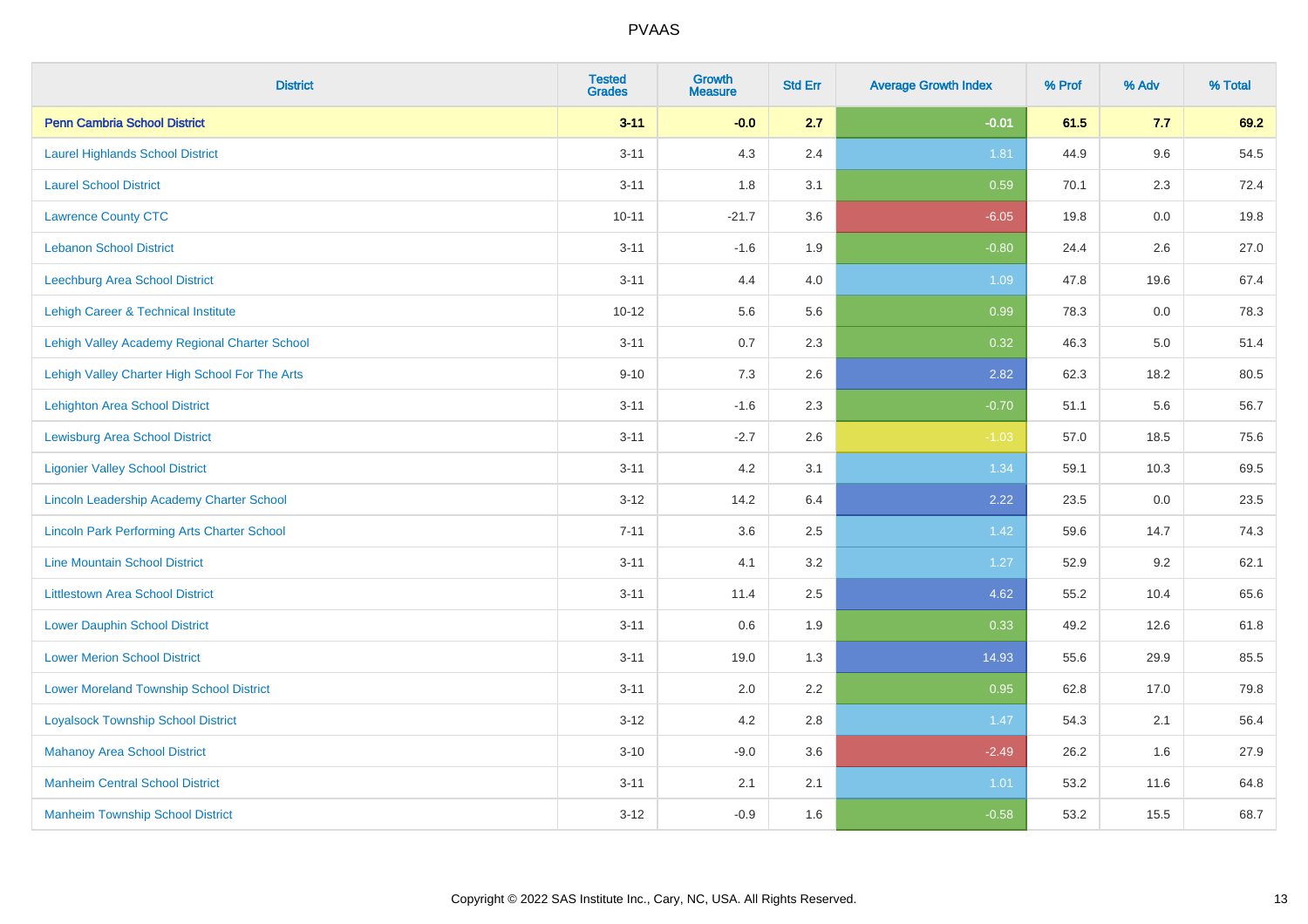| District | Tested Grades | Growth Measure | Std Err | Average Growth Index | % Prof | % Adv | % Total |
|---|---|---|---|---|---|---|---|
| **Penn Cambria School District** | **3-11** | **-0.0** | **2.7** | **-0.01** | **61.5** | **7.7** | **69.2** |
| Laurel Highlands School District | 3-11 | 4.3 | 2.4 | 1.81 | 44.9 | 9.6 | 54.5 |
| Laurel School District | 3-11 | 1.8 | 3.1 | 0.59 | 70.1 | 2.3 | 72.4 |
| Lawrence County CTC | 10-11 | -21.7 | 3.6 | -6.05 | 19.8 | 0.0 | 19.8 |
| Lebanon School District | 3-11 | -1.6 | 1.9 | -0.80 | 24.4 | 2.6 | 27.0 |
| Leechburg Area School District | 3-11 | 4.4 | 4.0 | 1.09 | 47.8 | 19.6 | 67.4 |
| Lehigh Career & Technical Institute | 10-12 | 5.6 | 5.6 | 0.99 | 78.3 | 0.0 | 78.3 |
| Lehigh Valley Academy Regional Charter School | 3-11 | 0.7 | 2.3 | 0.32 | 46.3 | 5.0 | 51.4 |
| Lehigh Valley Charter High School For The Arts | 9-10 | 7.3 | 2.6 | 2.82 | 62.3 | 18.2 | 80.5 |
| Lehighton Area School District | 3-11 | -1.6 | 2.3 | -0.70 | 51.1 | 5.6 | 56.7 |
| Lewisburg Area School District | 3-11 | -2.7 | 2.6 | -1.03 | 57.0 | 18.5 | 75.6 |
| Ligonier Valley School District | 3-11 | 4.2 | 3.1 | 1.34 | 59.1 | 10.3 | 69.5 |
| Lincoln Leadership Academy Charter School | 3-12 | 14.2 | 6.4 | 2.22 | 23.5 | 0.0 | 23.5 |
| Lincoln Park Performing Arts Charter School | 7-11 | 3.6 | 2.5 | 1.42 | 59.6 | 14.7 | 74.3 |
| Line Mountain School District | 3-11 | 4.1 | 3.2 | 1.27 | 52.9 | 9.2 | 62.1 |
| Littlestown Area School District | 3-11 | 11.4 | 2.5 | 4.62 | 55.2 | 10.4 | 65.6 |
| Lower Dauphin School District | 3-11 | 0.6 | 1.9 | 0.33 | 49.2 | 12.6 | 61.8 |
| Lower Merion School District | 3-11 | 19.0 | 1.3 | 14.93 | 55.6 | 29.9 | 85.5 |
| Lower Moreland Township School District | 3-11 | 2.0 | 2.2 | 0.95 | 62.8 | 17.0 | 79.8 |
| Loyalsock Township School District | 3-12 | 4.2 | 2.8 | 1.47 | 54.3 | 2.1 | 56.4 |
| Mahanoy Area School District | 3-10 | -9.0 | 3.6 | -2.49 | 26.2 | 1.6 | 27.9 |
| Manheim Central School District | 3-11 | 2.1 | 2.1 | 1.01 | 53.2 | 11.6 | 64.8 |
| Manheim Township School District | 3-12 | -0.9 | 1.6 | -0.58 | 53.2 | 15.5 | 68.7 |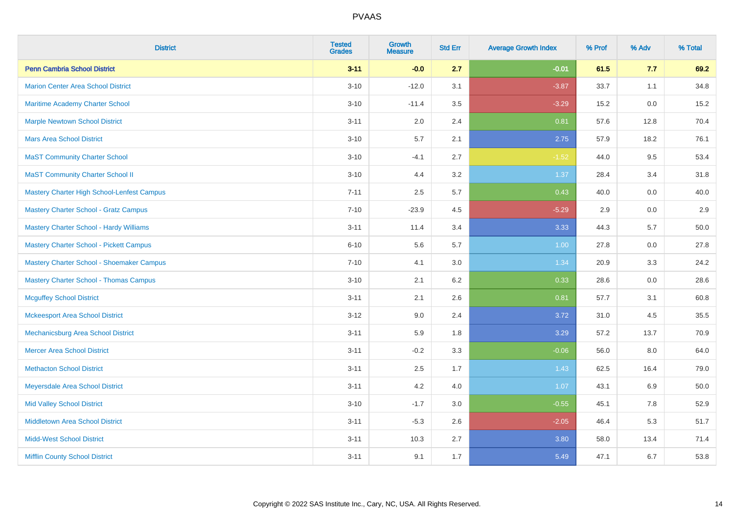| District | Tested Grades | Growth Measure | Std Err | Average Growth Index | % Prof | % Adv | % Total |
|---|---|---|---|---|---|---|---|
| **Penn Cambria School District** | **3-11** | **-0.0** | **2.7** | **-0.01** | **61.5** | **7.7** | **69.2** |
| Marion Center Area School District | 3-10 | -12.0 | 3.1 | -3.87 | 33.7 | 1.1 | 34.8 |
| Maritime Academy Charter School | 3-10 | -11.4 | 3.5 | -3.29 | 15.2 | 0.0 | 15.2 |
| Marple Newtown School District | 3-11 | 2.0 | 2.4 | 0.81 | 57.6 | 12.8 | 70.4 |
| Mars Area School District | 3-10 | 5.7 | 2.1 | 2.75 | 57.9 | 18.2 | 76.1 |
| MaST Community Charter School | 3-10 | -4.1 | 2.7 | -1.52 | 44.0 | 9.5 | 53.4 |
| MaST Community Charter School II | 3-10 | 4.4 | 3.2 | 1.37 | 28.4 | 3.4 | 31.8 |
| Mastery Charter High School-Lenfest Campus | 7-11 | 2.5 | 5.7 | 0.43 | 40.0 | 0.0 | 40.0 |
| Mastery Charter School - Gratz Campus | 7-10 | -23.9 | 4.5 | -5.29 | 2.9 | 0.0 | 2.9 |
| Mastery Charter School - Hardy Williams | 3-11 | 11.4 | 3.4 | 3.33 | 44.3 | 5.7 | 50.0 |
| Mastery Charter School - Pickett Campus | 6-10 | 5.6 | 5.7 | 1.00 | 27.8 | 0.0 | 27.8 |
| Mastery Charter School - Shoemaker Campus | 7-10 | 4.1 | 3.0 | 1.34 | 20.9 | 3.3 | 24.2 |
| Mastery Charter School - Thomas Campus | 3-10 | 2.1 | 6.2 | 0.33 | 28.6 | 0.0 | 28.6 |
| Mcguffey School District | 3-11 | 2.1 | 2.6 | 0.81 | 57.7 | 3.1 | 60.8 |
| Mckeesport Area School District | 3-12 | 9.0 | 2.4 | 3.72 | 31.0 | 4.5 | 35.5 |
| Mechanicsburg Area School District | 3-11 | 5.9 | 1.8 | 3.29 | 57.2 | 13.7 | 70.9 |
| Mercer Area School District | 3-11 | -0.2 | 3.3 | -0.06 | 56.0 | 8.0 | 64.0 |
| Methacton School District | 3-11 | 2.5 | 1.7 | 1.43 | 62.5 | 16.4 | 79.0 |
| Meyersdale Area School District | 3-11 | 4.2 | 4.0 | 1.07 | 43.1 | 6.9 | 50.0 |
| Mid Valley School District | 3-10 | -1.7 | 3.0 | -0.55 | 45.1 | 7.8 | 52.9 |
| Middletown Area School District | 3-11 | -5.3 | 2.6 | -2.05 | 46.4 | 5.3 | 51.7 |
| Midd-West School District | 3-11 | 10.3 | 2.7 | 3.80 | 58.0 | 13.4 | 71.4 |
| Mifflin County School District | 3-11 | 9.1 | 1.7 | 5.49 | 47.1 | 6.7 | 53.8 |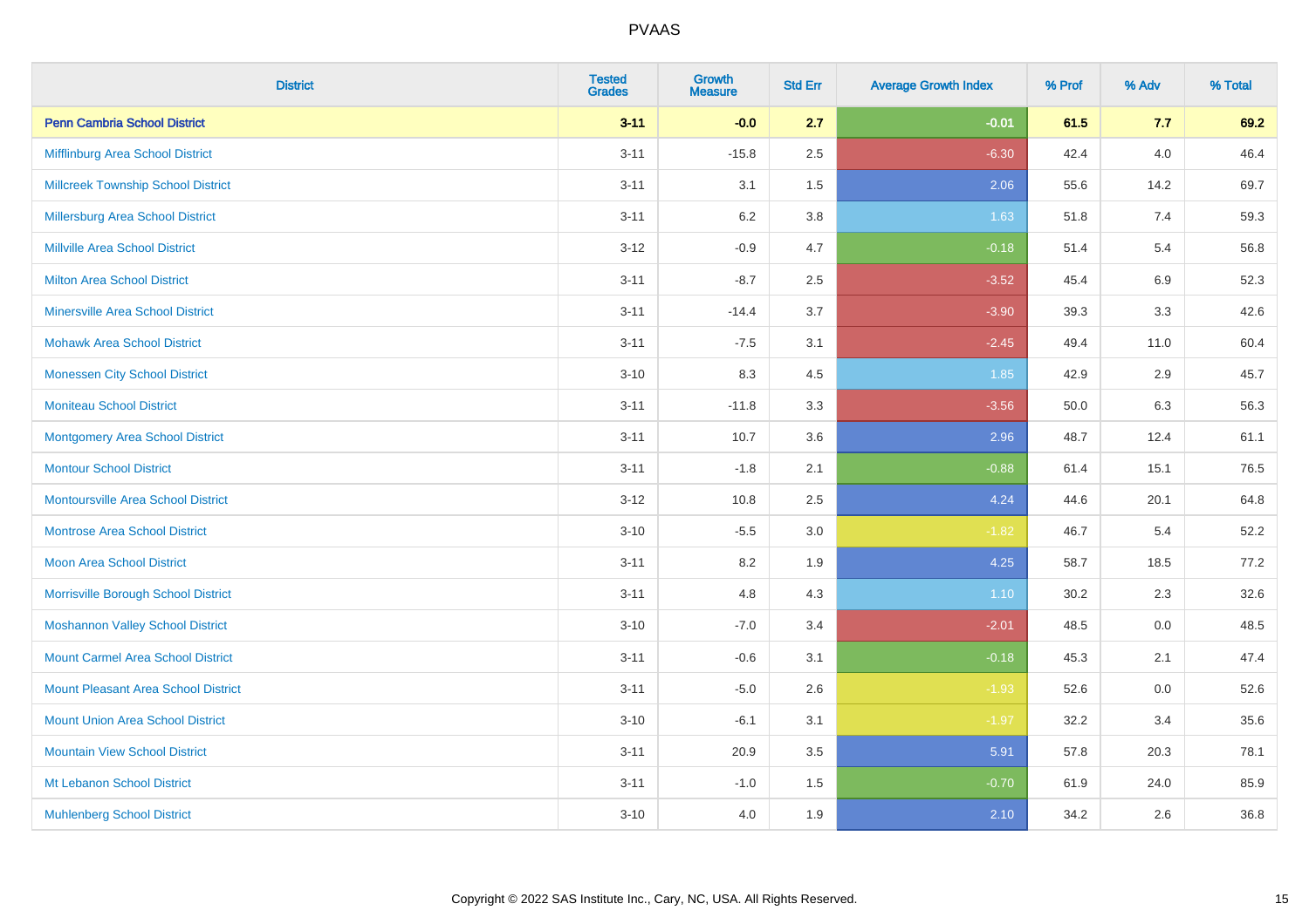# PVAAS

| District | Tested Grades | Growth Measure | Std Err | Average Growth Index | % Prof | % Adv | % Total |
|---|---|---|---|---|---|---|---|
| **Penn Cambria School District** | **3-11** | **-0.0** | **2.7** | **-0.01** | **61.5** | **7.7** | **69.2** |
| Mifflinburg Area School District | 3-11 | -15.8 | 2.5 | -6.30 | 42.4 | 4.0 | 46.4 |
| Millcreek Township School District | 3-11 | 3.1 | 1.5 | 2.06 | 55.6 | 14.2 | 69.7 |
| Millersburg Area School District | 3-11 | 6.2 | 3.8 | 1.63 | 51.8 | 7.4 | 59.3 |
| Millville Area School District | 3-12 | -0.9 | 4.7 | -0.18 | 51.4 | 5.4 | 56.8 |
| Milton Area School District | 3-11 | -8.7 | 2.5 | -3.52 | 45.4 | 6.9 | 52.3 |
| Minersville Area School District | 3-11 | -14.4 | 3.7 | -3.90 | 39.3 | 3.3 | 42.6 |
| Mohawk Area School District | 3-11 | -7.5 | 3.1 | -2.45 | 49.4 | 11.0 | 60.4 |
| Monessen City School District | 3-10 | 8.3 | 4.5 | 1.85 | 42.9 | 2.9 | 45.7 |
| Moniteau School District | 3-11 | -11.8 | 3.3 | -3.56 | 50.0 | 6.3 | 56.3 |
| Montgomery Area School District | 3-11 | 10.7 | 3.6 | 2.96 | 48.7 | 12.4 | 61.1 |
| Montour School District | 3-11 | -1.8 | 2.1 | -0.88 | 61.4 | 15.1 | 76.5 |
| Montoursville Area School District | 3-12 | 10.8 | 2.5 | 4.24 | 44.6 | 20.1 | 64.8 |
| Montrose Area School District | 3-10 | -5.5 | 3.0 | -1.82 | 46.7 | 5.4 | 52.2 |
| Moon Area School District | 3-11 | 8.2 | 1.9 | 4.25 | 58.7 | 18.5 | 77.2 |
| Morrisville Borough School District | 3-11 | 4.8 | 4.3 | 1.10 | 30.2 | 2.3 | 32.6 |
| Moshannon Valley School District | 3-10 | -7.0 | 3.4 | -2.01 | 48.5 | 0.0 | 48.5 |
| Mount Carmel Area School District | 3-11 | -0.6 | 3.1 | -0.18 | 45.3 | 2.1 | 47.4 |
| Mount Pleasant Area School District | 3-11 | -5.0 | 2.6 | -1.93 | 52.6 | 0.0 | 52.6 |
| Mount Union Area School District | 3-10 | -6.1 | 3.1 | -1.97 | 32.2 | 3.4 | 35.6 |
| Mountain View School District | 3-11 | 20.9 | 3.5 | 5.91 | 57.8 | 20.3 | 78.1 |
| Mt Lebanon School District | 3-11 | -1.0 | 1.5 | -0.70 | 61.9 | 24.0 | 85.9 |
| Muhlenberg School District | 3-10 | 4.0 | 1.9 | 2.10 | 34.2 | 2.6 | 36.8 |

Copyright © 2022 SAS Institute Inc., Cary, NC, USA. All Rights Reserved.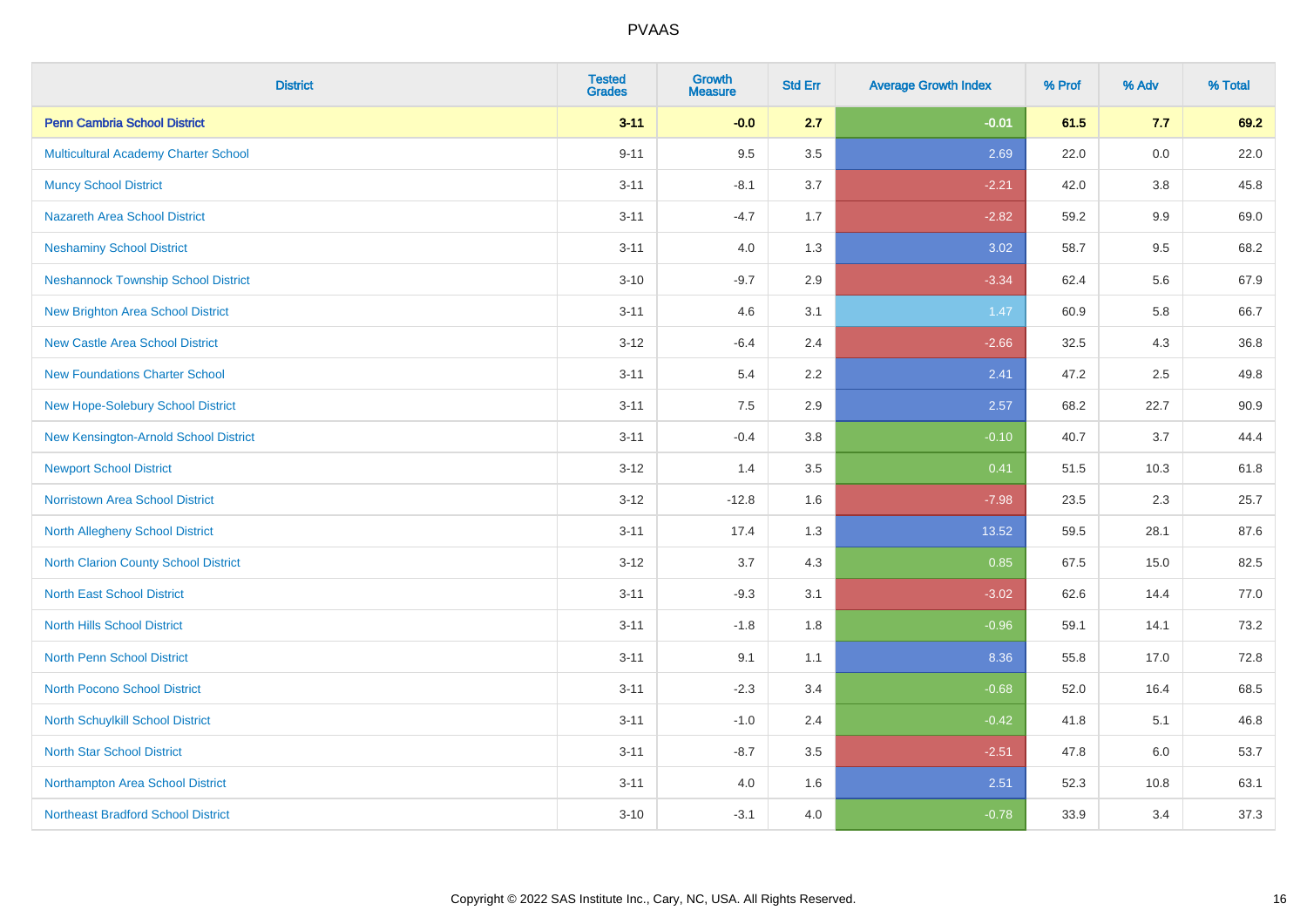# PVAAS

| District | Tested Grades | Growth Measure | Std Err | Average Growth Index | % Prof | % Adv | % Total |
|---|---|---|---|---|---|---|---|
| **Penn Cambria School District** | **3-11** | **-0.0** | **2.7** | **-0.01** | **61.5** | **7.7** | **69.2** |
| Multicultural Academy Charter School | 9-11 | 9.5 | 3.5 | 2.69 | 22.0 | 0.0 | 22.0 |
| Muncy School District | 3-11 | -8.1 | 3.7 | -2.21 | 42.0 | 3.8 | 45.8 |
| Nazareth Area School District | 3-11 | -4.7 | 1.7 | -2.82 | 59.2 | 9.9 | 69.0 |
| Neshaminy School District | 3-11 | 4.0 | 1.3 | 3.02 | 58.7 | 9.5 | 68.2 |
| Neshannock Township School District | 3-10 | -9.7 | 2.9 | -3.34 | 62.4 | 5.6 | 67.9 |
| New Brighton Area School District | 3-11 | 4.6 | 3.1 | 1.47 | 60.9 | 5.8 | 66.7 |
| New Castle Area School District | 3-12 | -6.4 | 2.4 | -2.66 | 32.5 | 4.3 | 36.8 |
| New Foundations Charter School | 3-11 | 5.4 | 2.2 | 2.41 | 47.2 | 2.5 | 49.8 |
| New Hope-Solebury School District | 3-11 | 7.5 | 2.9 | 2.57 | 68.2 | 22.7 | 90.9 |
| New Kensington-Arnold School District | 3-11 | -0.4 | 3.8 | -0.10 | 40.7 | 3.7 | 44.4 |
| Newport School District | 3-12 | 1.4 | 3.5 | 0.41 | 51.5 | 10.3 | 61.8 |
| Norristown Area School District | 3-12 | -12.8 | 1.6 | -7.98 | 23.5 | 2.3 | 25.7 |
| North Allegheny School District | 3-11 | 17.4 | 1.3 | 13.52 | 59.5 | 28.1 | 87.6 |
| North Clarion County School District | 3-12 | 3.7 | 4.3 | 0.85 | 67.5 | 15.0 | 82.5 |
| North East School District | 3-11 | -9.3 | 3.1 | -3.02 | 62.6 | 14.4 | 77.0 |
| North Hills School District | 3-11 | -1.8 | 1.8 | -0.96 | 59.1 | 14.1 | 73.2 |
| North Penn School District | 3-11 | 9.1 | 1.1 | 8.36 | 55.8 | 17.0 | 72.8 |
| North Pocono School District | 3-11 | -2.3 | 3.4 | -0.68 | 52.0 | 16.4 | 68.5 |
| North Schuylkill School District | 3-11 | -1.0 | 2.4 | -0.42 | 41.8 | 5.1 | 46.8 |
| North Star School District | 3-11 | -8.7 | 3.5 | -2.51 | 47.8 | 6.0 | 53.7 |
| Northampton Area School District | 3-11 | 4.0 | 1.6 | 2.51 | 52.3 | 10.8 | 63.1 |
| Northeast Bradford School District | 3-10 | -3.1 | 4.0 | -0.78 | 33.9 | 3.4 | 37.3 |

Copyright © 2022 SAS Institute Inc., Cary, NC, USA. All Rights Reserved.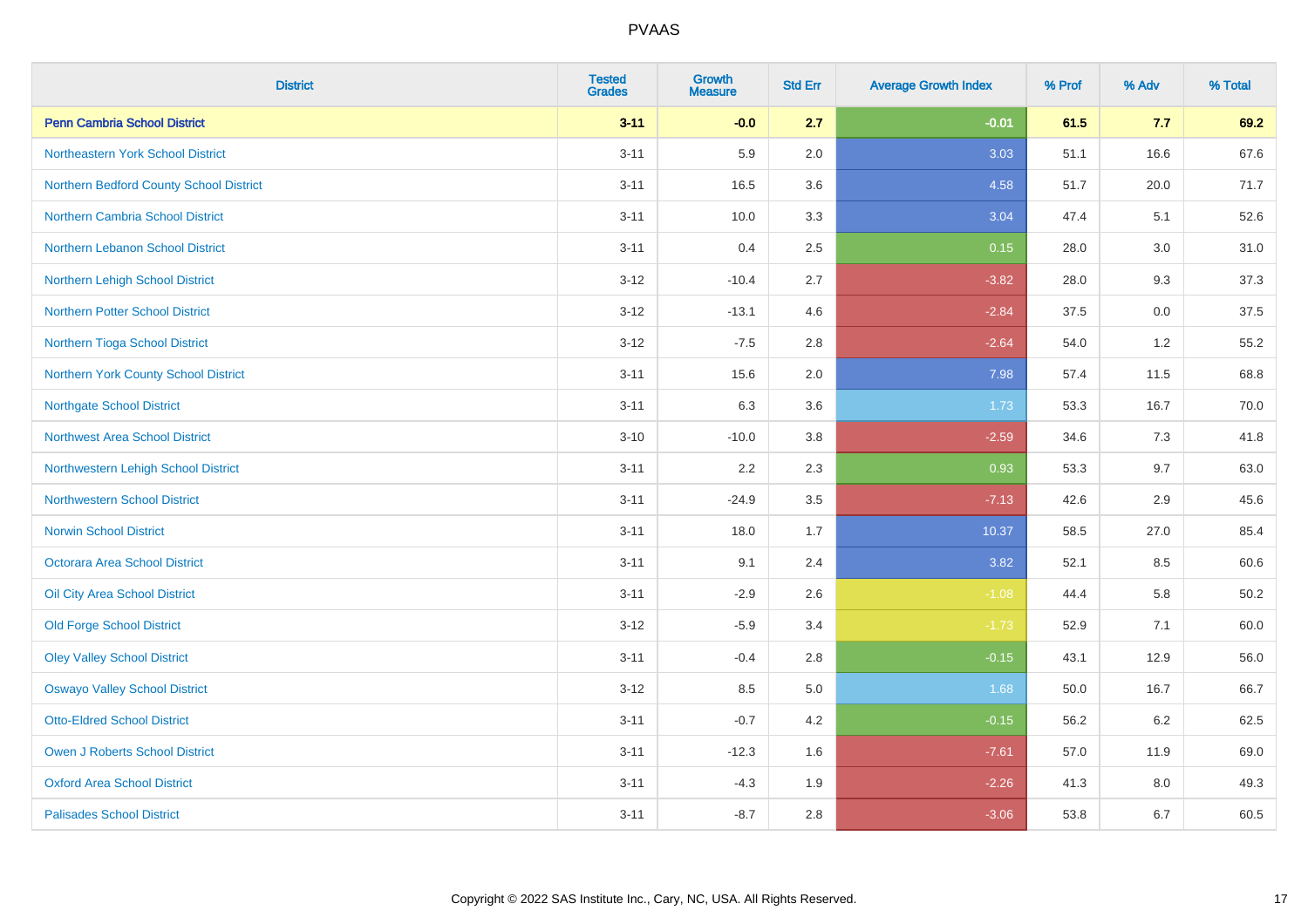# PVAAS

| District | Tested Grades | Growth Measure | Std Err | Average Growth Index | % Prof | % Adv | % Total |
|---|---|---|---|---|---|---|---|
| **Penn Cambria School District** | **3-11** | **-0.0** | **2.7** | **-0.01** | **61.5** | **7.7** | **69.2** |
| Northeastern York School District | 3-11 | 5.9 | 2.0 | 3.03 | 51.1 | 16.6 | 67.6 |
| Northern Bedford County School District | 3-11 | 16.5 | 3.6 | 4.58 | 51.7 | 20.0 | 71.7 |
| Northern Cambria School District | 3-11 | 10.0 | 3.3 | 3.04 | 47.4 | 5.1 | 52.6 |
| Northern Lebanon School District | 3-11 | 0.4 | 2.5 | 0.15 | 28.0 | 3.0 | 31.0 |
| Northern Lehigh School District | 3-12 | -10.4 | 2.7 | -3.82 | 28.0 | 9.3 | 37.3 |
| Northern Potter School District | 3-12 | -13.1 | 4.6 | -2.84 | 37.5 | 0.0 | 37.5 |
| Northern Tioga School District | 3-12 | -7.5 | 2.8 | -2.64 | 54.0 | 1.2 | 55.2 |
| Northern York County School District | 3-11 | 15.6 | 2.0 | 7.98 | 57.4 | 11.5 | 68.8 |
| Northgate School District | 3-11 | 6.3 | 3.6 | 1.73 | 53.3 | 16.7 | 70.0 |
| Northwest Area School District | 3-10 | -10.0 | 3.8 | -2.59 | 34.6 | 7.3 | 41.8 |
| Northwestern Lehigh School District | 3-11 | 2.2 | 2.3 | 0.93 | 53.3 | 9.7 | 63.0 |
| Northwestern School District | 3-11 | -24.9 | 3.5 | -7.13 | 42.6 | 2.9 | 45.6 |
| Norwin School District | 3-11 | 18.0 | 1.7 | 10.37 | 58.5 | 27.0 | 85.4 |
| Octorara Area School District | 3-11 | 9.1 | 2.4 | 3.82 | 52.1 | 8.5 | 60.6 |
| Oil City Area School District | 3-11 | -2.9 | 2.6 | -1.08 | 44.4 | 5.8 | 50.2 |
| Old Forge School District | 3-12 | -5.9 | 3.4 | -1.73 | 52.9 | 7.1 | 60.0 |
| Oley Valley School District | 3-11 | -0.4 | 2.8 | -0.15 | 43.1 | 12.9 | 56.0 |
| Oswayo Valley School District | 3-12 | 8.5 | 5.0 | 1.68 | 50.0 | 16.7 | 66.7 |
| Otto-Eldred School District | 3-11 | -0.7 | 4.2 | -0.15 | 56.2 | 6.2 | 62.5 |
| Owen J Roberts School District | 3-11 | -12.3 | 1.6 | -7.61 | 57.0 | 11.9 | 69.0 |
| Oxford Area School District | 3-11 | -4.3 | 1.9 | -2.26 | 41.3 | 8.0 | 49.3 |
| Palisades School District | 3-11 | -8.7 | 2.8 | -3.06 | 53.8 | 6.7 | 60.5 |

Copyright © 2022 SAS Institute Inc., Cary, NC, USA. All Rights Reserved.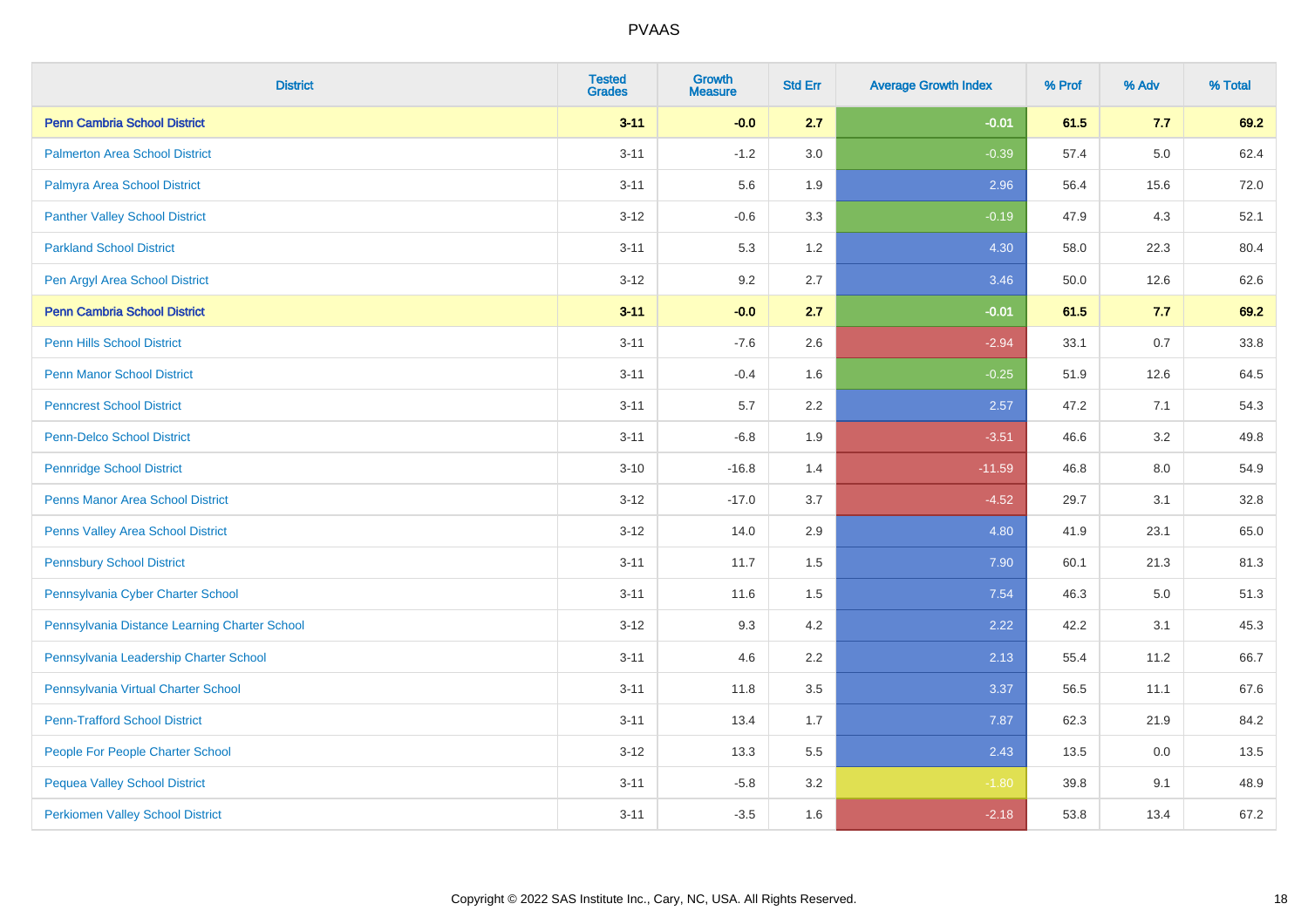# PVAAS

| District | Tested Grades | Growth Measure | Std Err | Average Growth Index | % Prof | % Adv | % Total |
|---|---|---|---|---|---|---|---|
| **Penn Cambria School District** | **3-11** | **-0.0** | **2.7** | **-0.01** | **61.5** | **7.7** | **69.2** |
| Palmerton Area School District | 3-11 | -1.2 | 3.0 | -0.39 | 57.4 | 5.0 | 62.4 |
| Palmyra Area School District | 3-11 | 5.6 | 1.9 | 2.96 | 56.4 | 15.6 | 72.0 |
| Panther Valley School District | 3-12 | -0.6 | 3.3 | -0.19 | 47.9 | 4.3 | 52.1 |
| Parkland School District | 3-11 | 5.3 | 1.2 | 4.30 | 58.0 | 22.3 | 80.4 |
| Pen Argyl Area School District | 3-12 | 9.2 | 2.7 | 3.46 | 50.0 | 12.6 | 62.6 |
| **Penn Cambria School District** | **3-11** | **-0.0** | **2.7** | **-0.01** | **61.5** | **7.7** | **69.2** |
| Penn Hills School District | 3-11 | -7.6 | 2.6 | -2.94 | 33.1 | 0.7 | 33.8 |
| Penn Manor School District | 3-11 | -0.4 | 1.6 | -0.25 | 51.9 | 12.6 | 64.5 |
| Penncrest School District | 3-11 | 5.7 | 2.2 | 2.57 | 47.2 | 7.1 | 54.3 |
| Penn-Delco School District | 3-11 | -6.8 | 1.9 | -3.51 | 46.6 | 3.2 | 49.8 |
| Pennridge School District | 3-10 | -16.8 | 1.4 | -11.59 | 46.8 | 8.0 | 54.9 |
| Penns Manor Area School District | 3-12 | -17.0 | 3.7 | -4.52 | 29.7 | 3.1 | 32.8 |
| Penns Valley Area School District | 3-12 | 14.0 | 2.9 | 4.80 | 41.9 | 23.1 | 65.0 |
| Pennsbury School District | 3-11 | 11.7 | 1.5 | 7.90 | 60.1 | 21.3 | 81.3 |
| Pennsylvania Cyber Charter School | 3-11 | 11.6 | 1.5 | 7.54 | 46.3 | 5.0 | 51.3 |
| Pennsylvania Distance Learning Charter School | 3-12 | 9.3 | 4.2 | 2.22 | 42.2 | 3.1 | 45.3 |
| Pennsylvania Leadership Charter School | 3-11 | 4.6 | 2.2 | 2.13 | 55.4 | 11.2 | 66.7 |
| Pennsylvania Virtual Charter School | 3-11 | 11.8 | 3.5 | 3.37 | 56.5 | 11.1 | 67.6 |
| Penn-Trafford School District | 3-11 | 13.4 | 1.7 | 7.87 | 62.3 | 21.9 | 84.2 |
| People For People Charter School | 3-12 | 13.3 | 5.5 | 2.43 | 13.5 | 0.0 | 13.5 |
| Pequea Valley School District | 3-11 | -5.8 | 3.2 | -1.80 | 39.8 | 9.1 | 48.9 |
| Perkiomen Valley School District | 3-11 | -3.5 | 1.6 | -2.18 | 53.8 | 13.4 | 67.2 |

Copyright © 2022 SAS Institute Inc., Cary, NC, USA. All Rights Reserved.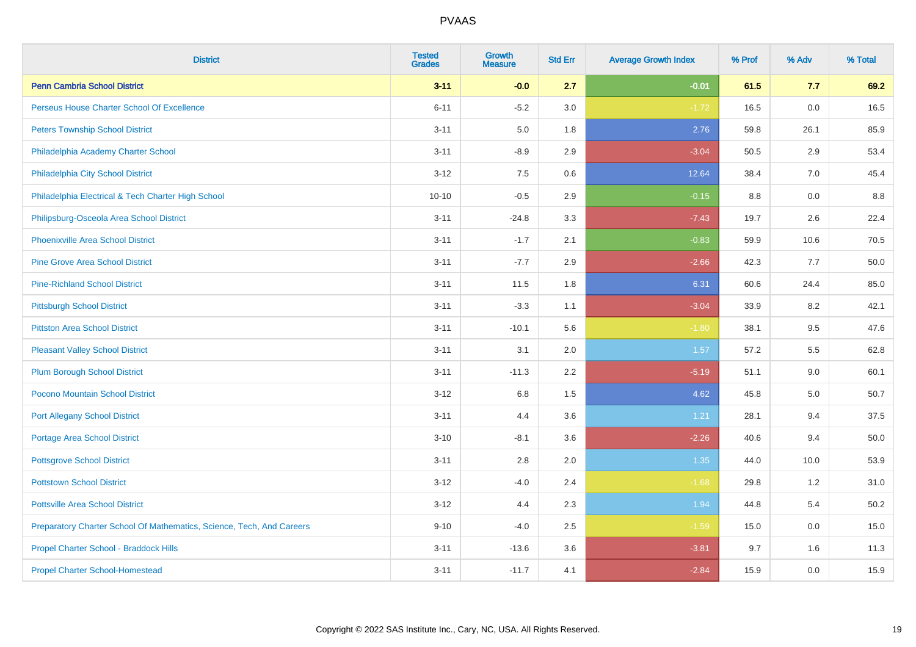| District | Tested Grades | Growth Measure | Std Err | Average Growth Index | % Prof | % Adv | % Total |
|---|---|---|---|---|---|---|---|
| **Penn Cambria School District** | **3-11** | **-0.0** | **2.7** | **-0.01** | **61.5** | **7.7** | **69.2** |
| Perseus House Charter School Of Excellence | 6-11 | -5.2 | 3.0 | -1.72 | 16.5 | 0.0 | 16.5 |
| Peters Township School District | 3-11 | 5.0 | 1.8 | 2.76 | 59.8 | 26.1 | 85.9 |
| Philadelphia Academy Charter School | 3-11 | -8.9 | 2.9 | -3.04 | 50.5 | 2.9 | 53.4 |
| Philadelphia City School District | 3-12 | 7.5 | 0.6 | 12.64 | 38.4 | 7.0 | 45.4 |
| Philadelphia Electrical & Tech Charter High School | 10-10 | -0.5 | 2.9 | -0.15 | 8.8 | 0.0 | 8.8 |
| Philipsburg-Osceola Area School District | 3-11 | -24.8 | 3.3 | -7.43 | 19.7 | 2.6 | 22.4 |
| Phoenixville Area School District | 3-11 | -1.7 | 2.1 | -0.83 | 59.9 | 10.6 | 70.5 |
| Pine Grove Area School District | 3-11 | -7.7 | 2.9 | -2.66 | 42.3 | 7.7 | 50.0 |
| Pine-Richland School District | 3-11 | 11.5 | 1.8 | 6.31 | 60.6 | 24.4 | 85.0 |
| Pittsburgh School District | 3-11 | -3.3 | 1.1 | -3.04 | 33.9 | 8.2 | 42.1 |
| Pittston Area School District | 3-11 | -10.1 | 5.6 | -1.80 | 38.1 | 9.5 | 47.6 |
| Pleasant Valley School District | 3-11 | 3.1 | 2.0 | 1.57 | 57.2 | 5.5 | 62.8 |
| Plum Borough School District | 3-11 | -11.3 | 2.2 | -5.19 | 51.1 | 9.0 | 60.1 |
| Pocono Mountain School District | 3-12 | 6.8 | 1.5 | 4.62 | 45.8 | 5.0 | 50.7 |
| Port Allegany School District | 3-11 | 4.4 | 3.6 | 1.21 | 28.1 | 9.4 | 37.5 |
| Portage Area School District | 3-10 | -8.1 | 3.6 | -2.26 | 40.6 | 9.4 | 50.0 |
| Pottsgrove School District | 3-11 | 2.8 | 2.0 | 1.35 | 44.0 | 10.0 | 53.9 |
| Pottstown School District | 3-12 | -4.0 | 2.4 | -1.68 | 29.8 | 1.2 | 31.0 |
| Pottsville Area School District | 3-12 | 4.4 | 2.3 | 1.94 | 44.8 | 5.4 | 50.2 |
| Preparatory Charter School Of Mathematics, Science, Tech, And Careers | 9-10 | -4.0 | 2.5 | -1.59 | 15.0 | 0.0 | 15.0 |
| Propel Charter School - Braddock Hills | 3-11 | -13.6 | 3.6 | -3.81 | 9.7 | 1.6 | 11.3 |
| Propel Charter School-Homestead | 3-11 | -11.7 | 4.1 | -2.84 | 15.9 | 0.0 | 15.9 |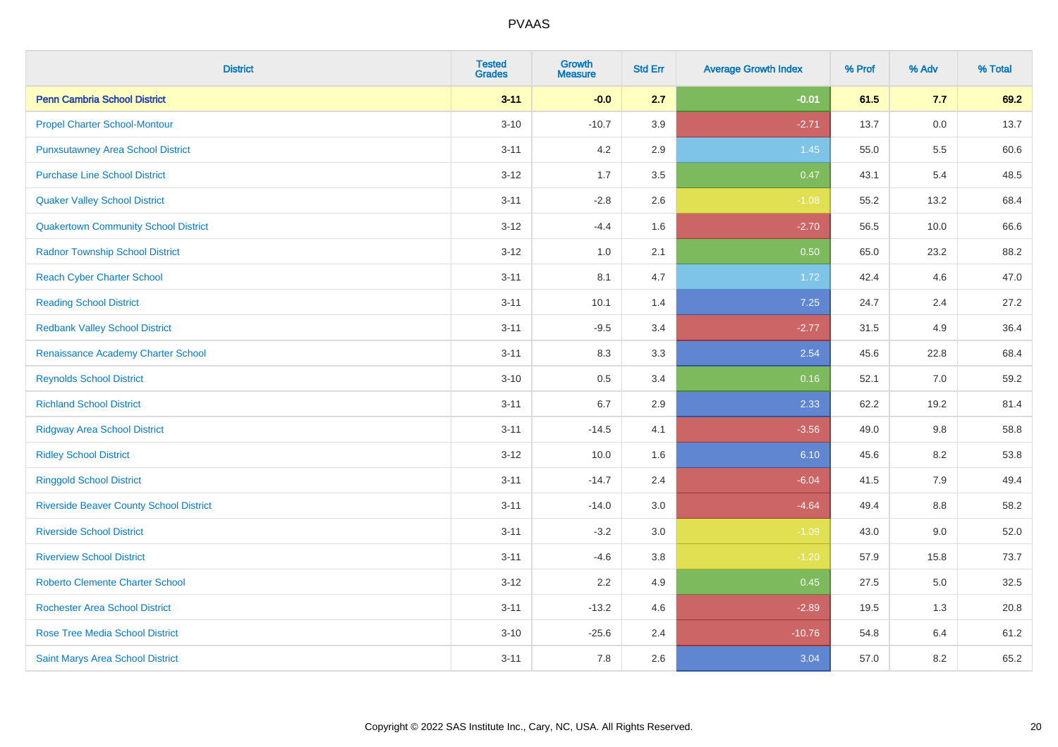# PVAAS

| District | Tested Grades | Growth Measure | Std Err | Average Growth Index | % Prof | % Adv | % Total |
|---|---|---|---|---|---|---|---|
| **Penn Cambria School District** | **3-11** | **-0.0** | **2.7** | **-0.01** | **61.5** | **7.7** | **69.2** |
| Propel Charter School-Montour | 3-10 | -10.7 | 3.9 | -2.71 | 13.7 | 0.0 | 13.7 |
| Punxsutawney Area School District | 3-11 | 4.2 | 2.9 | 1.45 | 55.0 | 5.5 | 60.6 |
| Purchase Line School District | 3-12 | 1.7 | 3.5 | 0.47 | 43.1 | 5.4 | 48.5 |
| Quaker Valley School District | 3-11 | -2.8 | 2.6 | -1.08 | 55.2 | 13.2 | 68.4 |
| Quakertown Community School District | 3-12 | -4.4 | 1.6 | -2.70 | 56.5 | 10.0 | 66.6 |
| Radnor Township School District | 3-12 | 1.0 | 2.1 | 0.50 | 65.0 | 23.2 | 88.2 |
| Reach Cyber Charter School | 3-11 | 8.1 | 4.7 | 1.72 | 42.4 | 4.6 | 47.0 |
| Reading School District | 3-11 | 10.1 | 1.4 | 7.25 | 24.7 | 2.4 | 27.2 |
| Redbank Valley School District | 3-11 | -9.5 | 3.4 | -2.77 | 31.5 | 4.9 | 36.4 |
| Renaissance Academy Charter School | 3-11 | 8.3 | 3.3 | 2.54 | 45.6 | 22.8 | 68.4 |
| Reynolds School District | 3-10 | 0.5 | 3.4 | 0.16 | 52.1 | 7.0 | 59.2 |
| Richland School District | 3-11 | 6.7 | 2.9 | 2.33 | 62.2 | 19.2 | 81.4 |
| Ridgway Area School District | 3-11 | -14.5 | 4.1 | -3.56 | 49.0 | 9.8 | 58.8 |
| Ridley School District | 3-12 | 10.0 | 1.6 | 6.10 | 45.6 | 8.2 | 53.8 |
| Ringgold School District | 3-11 | -14.7 | 2.4 | -6.04 | 41.5 | 7.9 | 49.4 |
| Riverside Beaver County School District | 3-11 | -14.0 | 3.0 | -4.64 | 49.4 | 8.8 | 58.2 |
| Riverside School District | 3-11 | -3.2 | 3.0 | -1.09 | 43.0 | 9.0 | 52.0 |
| Riverview School District | 3-11 | -4.6 | 3.8 | -1.20 | 57.9 | 15.8 | 73.7 |
| Roberto Clemente Charter School | 3-12 | 2.2 | 4.9 | 0.45 | 27.5 | 5.0 | 32.5 |
| Rochester Area School District | 3-11 | -13.2 | 4.6 | -2.89 | 19.5 | 1.3 | 20.8 |
| Rose Tree Media School District | 3-10 | -25.6 | 2.4 | -10.76 | 54.8 | 6.4 | 61.2 |
| Saint Marys Area School District | 3-11 | 7.8 | 2.6 | 3.04 | 57.0 | 8.2 | 65.2 |

Copyright © 2022 SAS Institute Inc., Cary, NC, USA. All Rights Reserved.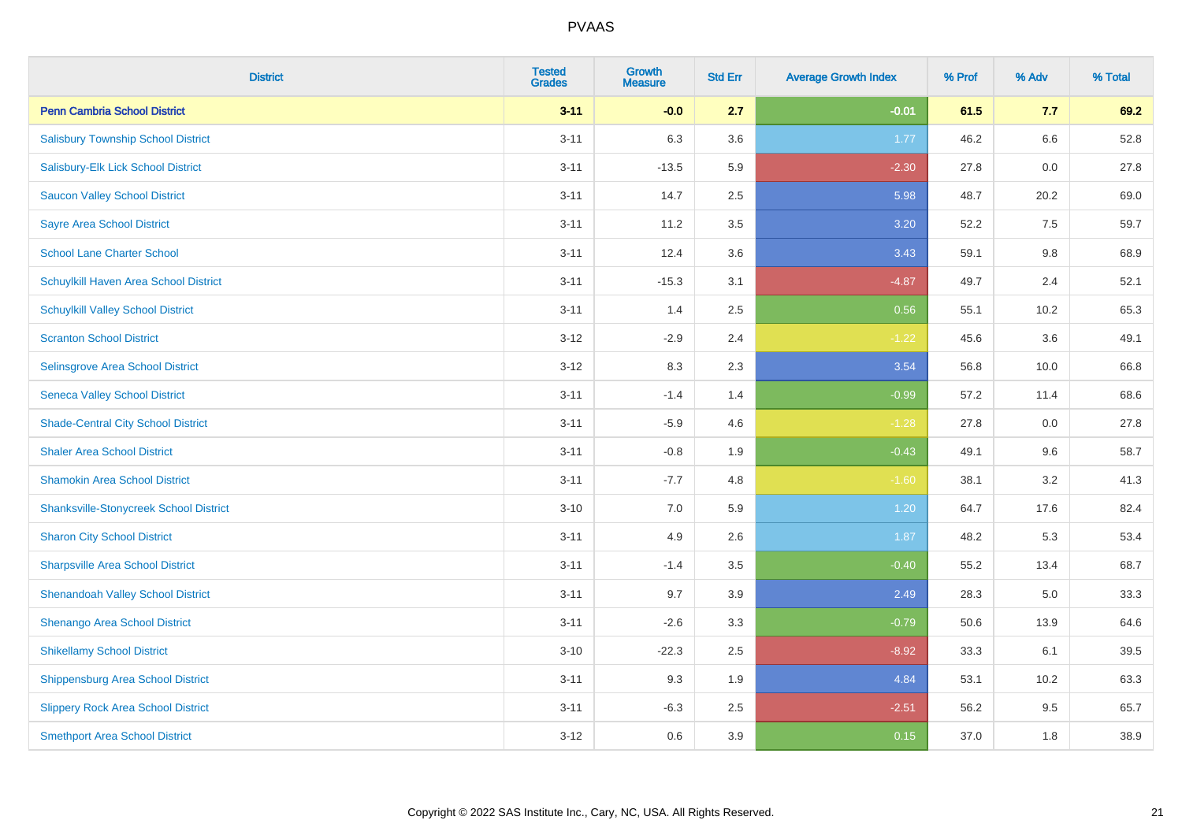| District | Tested Grades | Growth Measure | Std Err | Average Growth Index | % Prof | % Adv | % Total |
|---|---|---|---|---|---|---|---|
| **Penn Cambria School District** | **3-11** | **-0.0** | **2.7** | **-0.01** | **61.5** | **7.7** | **69.2** |
| Salisbury Township School District | 3-11 | 6.3 | 3.6 | 1.77 | 46.2 | 6.6 | 52.8 |
| Salisbury-Elk Lick School District | 3-11 | -13.5 | 5.9 | -2.30 | 27.8 | 0.0 | 27.8 |
| Saucon Valley School District | 3-11 | 14.7 | 2.5 | 5.98 | 48.7 | 20.2 | 69.0 |
| Sayre Area School District | 3-11 | 11.2 | 3.5 | 3.20 | 52.2 | 7.5 | 59.7 |
| School Lane Charter School | 3-11 | 12.4 | 3.6 | 3.43 | 59.1 | 9.8 | 68.9 |
| Schuylkill Haven Area School District | 3-11 | -15.3 | 3.1 | -4.87 | 49.7 | 2.4 | 52.1 |
| Schuylkill Valley School District | 3-11 | 1.4 | 2.5 | 0.56 | 55.1 | 10.2 | 65.3 |
| Scranton School District | 3-12 | -2.9 | 2.4 | -1.22 | 45.6 | 3.6 | 49.1 |
| Selinsgrove Area School District | 3-12 | 8.3 | 2.3 | 3.54 | 56.8 | 10.0 | 66.8 |
| Seneca Valley School District | 3-11 | -1.4 | 1.4 | -0.99 | 57.2 | 11.4 | 68.6 |
| Shade-Central City School District | 3-11 | -5.9 | 4.6 | -1.28 | 27.8 | 0.0 | 27.8 |
| Shaler Area School District | 3-11 | -0.8 | 1.9 | -0.43 | 49.1 | 9.6 | 58.7 |
| Shamokin Area School District | 3-11 | -7.7 | 4.8 | -1.60 | 38.1 | 3.2 | 41.3 |
| Shanksville-Stonycreek School District | 3-10 | 7.0 | 5.9 | 1.20 | 64.7 | 17.6 | 82.4 |
| Sharon City School District | 3-11 | 4.9 | 2.6 | 1.87 | 48.2 | 5.3 | 53.4 |
| Sharpsville Area School District | 3-11 | -1.4 | 3.5 | -0.40 | 55.2 | 13.4 | 68.7 |
| Shenandoah Valley School District | 3-11 | 9.7 | 3.9 | 2.49 | 28.3 | 5.0 | 33.3 |
| Shenango Area School District | 3-11 | -2.6 | 3.3 | -0.79 | 50.6 | 13.9 | 64.6 |
| Shikellamy School District | 3-10 | -22.3 | 2.5 | -8.92 | 33.3 | 6.1 | 39.5 |
| Shippensburg Area School District | 3-11 | 9.3 | 1.9 | 4.84 | 53.1 | 10.2 | 63.3 |
| Slippery Rock Area School District | 3-11 | -6.3 | 2.5 | -2.51 | 56.2 | 9.5 | 65.7 |
| Smethport Area School District | 3-12 | 0.6 | 3.9 | 0.15 | 37.0 | 1.8 | 38.9 |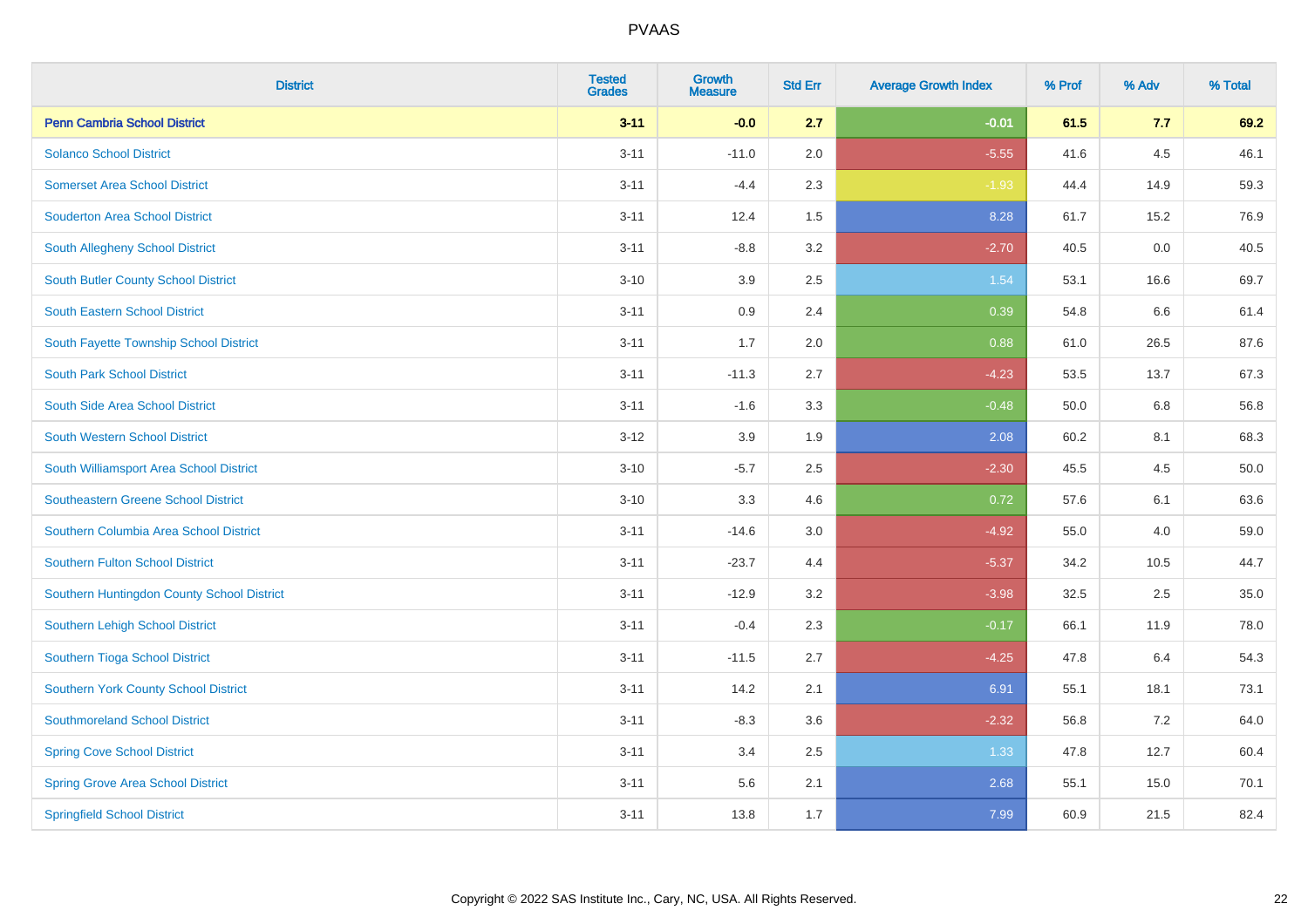# PVAAS

| District | Tested Grades | Growth Measure | Std Err | Average Growth Index | % Prof | % Adv | % Total |
|---|---|---|---|---|---|---|---|
| **Penn Cambria School District** | **3-11** | **-0.0** | **2.7** | **-0.01** | **61.5** | **7.7** | **69.2** |
| Solanco School District | 3-11 | -11.0 | 2.0 | -5.55 | 41.6 | 4.5 | 46.1 |
| Somerset Area School District | 3-11 | -4.4 | 2.3 | -1.93 | 44.4 | 14.9 | 59.3 |
| Souderton Area School District | 3-11 | 12.4 | 1.5 | 8.28 | 61.7 | 15.2 | 76.9 |
| South Allegheny School District | 3-11 | -8.8 | 3.2 | -2.70 | 40.5 | 0.0 | 40.5 |
| South Butler County School District | 3-10 | 3.9 | 2.5 | 1.54 | 53.1 | 16.6 | 69.7 |
| South Eastern School District | 3-11 | 0.9 | 2.4 | 0.39 | 54.8 | 6.6 | 61.4 |
| South Fayette Township School District | 3-11 | 1.7 | 2.0 | 0.88 | 61.0 | 26.5 | 87.6 |
| South Park School District | 3-11 | -11.3 | 2.7 | -4.23 | 53.5 | 13.7 | 67.3 |
| South Side Area School District | 3-11 | -1.6 | 3.3 | -0.48 | 50.0 | 6.8 | 56.8 |
| South Western School District | 3-12 | 3.9 | 1.9 | 2.08 | 60.2 | 8.1 | 68.3 |
| South Williamsport Area School District | 3-10 | -5.7 | 2.5 | -2.30 | 45.5 | 4.5 | 50.0 |
| Southeastern Greene School District | 3-10 | 3.3 | 4.6 | 0.72 | 57.6 | 6.1 | 63.6 |
| Southern Columbia Area School District | 3-11 | -14.6 | 3.0 | -4.92 | 55.0 | 4.0 | 59.0 |
| Southern Fulton School District | 3-11 | -23.7 | 4.4 | -5.37 | 34.2 | 10.5 | 44.7 |
| Southern Huntingdon County School District | 3-11 | -12.9 | 3.2 | -3.98 | 32.5 | 2.5 | 35.0 |
| Southern Lehigh School District | 3-11 | -0.4 | 2.3 | -0.17 | 66.1 | 11.9 | 78.0 |
| Southern Tioga School District | 3-11 | -11.5 | 2.7 | -4.25 | 47.8 | 6.4 | 54.3 |
| Southern York County School District | 3-11 | 14.2 | 2.1 | 6.91 | 55.1 | 18.1 | 73.1 |
| Southmoreland School District | 3-11 | -8.3 | 3.6 | -2.32 | 56.8 | 7.2 | 64.0 |
| Spring Cove School District | 3-11 | 3.4 | 2.5 | 1.33 | 47.8 | 12.7 | 60.4 |
| Spring Grove Area School District | 3-11 | 5.6 | 2.1 | 2.68 | 55.1 | 15.0 | 70.1 |
| Springfield School District | 3-11 | 13.8 | 1.7 | 7.99 | 60.9 | 21.5 | 82.4 |

Copyright © 2022 SAS Institute Inc., Cary, NC, USA. All Rights Reserved.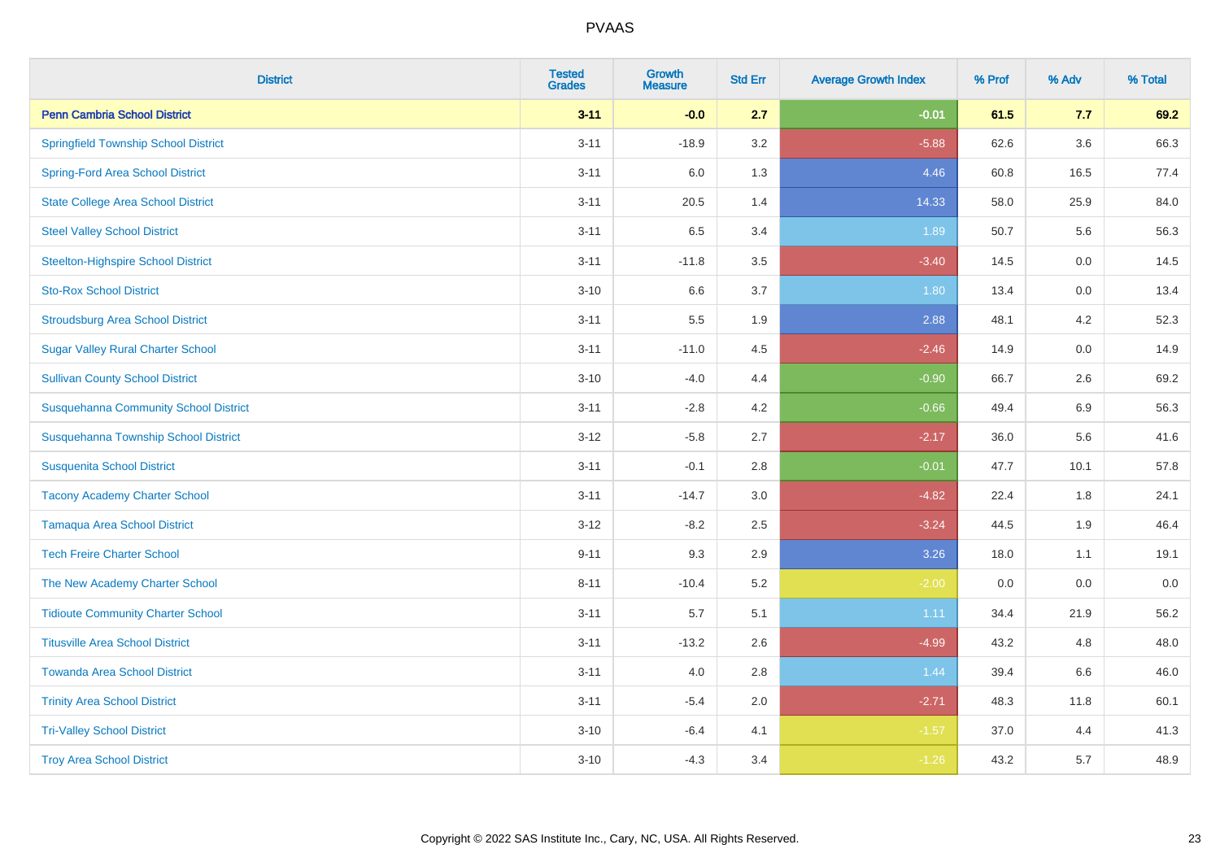# PVAAS

| District | Tested Grades | Growth Measure | Std Err | Average Growth Index | % Prof | % Adv | % Total |
|---|---|---|---|---|---|---|---|
| **Penn Cambria School District** | **3-11** | **-0.0** | **2.7** | **-0.01** | **61.5** | **7.7** | **69.2** |
| Springfield Township School District | 3-11 | -18.9 | 3.2 | -5.88 | 62.6 | 3.6 | 66.3 |
| Spring-Ford Area School District | 3-11 | 6.0 | 1.3 | 4.46 | 60.8 | 16.5 | 77.4 |
| State College Area School District | 3-11 | 20.5 | 1.4 | 14.33 | 58.0 | 25.9 | 84.0 |
| Steel Valley School District | 3-11 | 6.5 | 3.4 | 1.89 | 50.7 | 5.6 | 56.3 |
| Steelton-Highspire School District | 3-11 | -11.8 | 3.5 | -3.40 | 14.5 | 0.0 | 14.5 |
| Sto-Rox School District | 3-10 | 6.6 | 3.7 | 1.80 | 13.4 | 0.0 | 13.4 |
| Stroudsburg Area School District | 3-11 | 5.5 | 1.9 | 2.88 | 48.1 | 4.2 | 52.3 |
| Sugar Valley Rural Charter School | 3-11 | -11.0 | 4.5 | -2.46 | 14.9 | 0.0 | 14.9 |
| Sullivan County School District | 3-10 | -4.0 | 4.4 | -0.90 | 66.7 | 2.6 | 69.2 |
| Susquehanna Community School District | 3-11 | -2.8 | 4.2 | -0.66 | 49.4 | 6.9 | 56.3 |
| Susquehanna Township School District | 3-12 | -5.8 | 2.7 | -2.17 | 36.0 | 5.6 | 41.6 |
| Susquenita School District | 3-11 | -0.1 | 2.8 | -0.01 | 47.7 | 10.1 | 57.8 |
| Tacony Academy Charter School | 3-11 | -14.7 | 3.0 | -4.82 | 22.4 | 1.8 | 24.1 |
| Tamaqua Area School District | 3-12 | -8.2 | 2.5 | -3.24 | 44.5 | 1.9 | 46.4 |
| Tech Freire Charter School | 9-11 | 9.3 | 2.9 | 3.26 | 18.0 | 1.1 | 19.1 |
| The New Academy Charter School | 8-11 | -10.4 | 5.2 | -2.00 | 0.0 | 0.0 | 0.0 |
| Tidioute Community Charter School | 3-11 | 5.7 | 5.1 | 1.11 | 34.4 | 21.9 | 56.2 |
| Titusville Area School District | 3-11 | -13.2 | 2.6 | -4.99 | 43.2 | 4.8 | 48.0 |
| Towanda Area School District | 3-11 | 4.0 | 2.8 | 1.44 | 39.4 | 6.6 | 46.0 |
| Trinity Area School District | 3-11 | -5.4 | 2.0 | -2.71 | 48.3 | 11.8 | 60.1 |
| Tri-Valley School District | 3-10 | -6.4 | 4.1 | -1.57 | 37.0 | 4.4 | 41.3 |
| Troy Area School District | 3-10 | -4.3 | 3.4 | -1.26 | 43.2 | 5.7 | 48.9 |

Copyright © 2022 SAS Institute Inc., Cary, NC, USA. All Rights Reserved.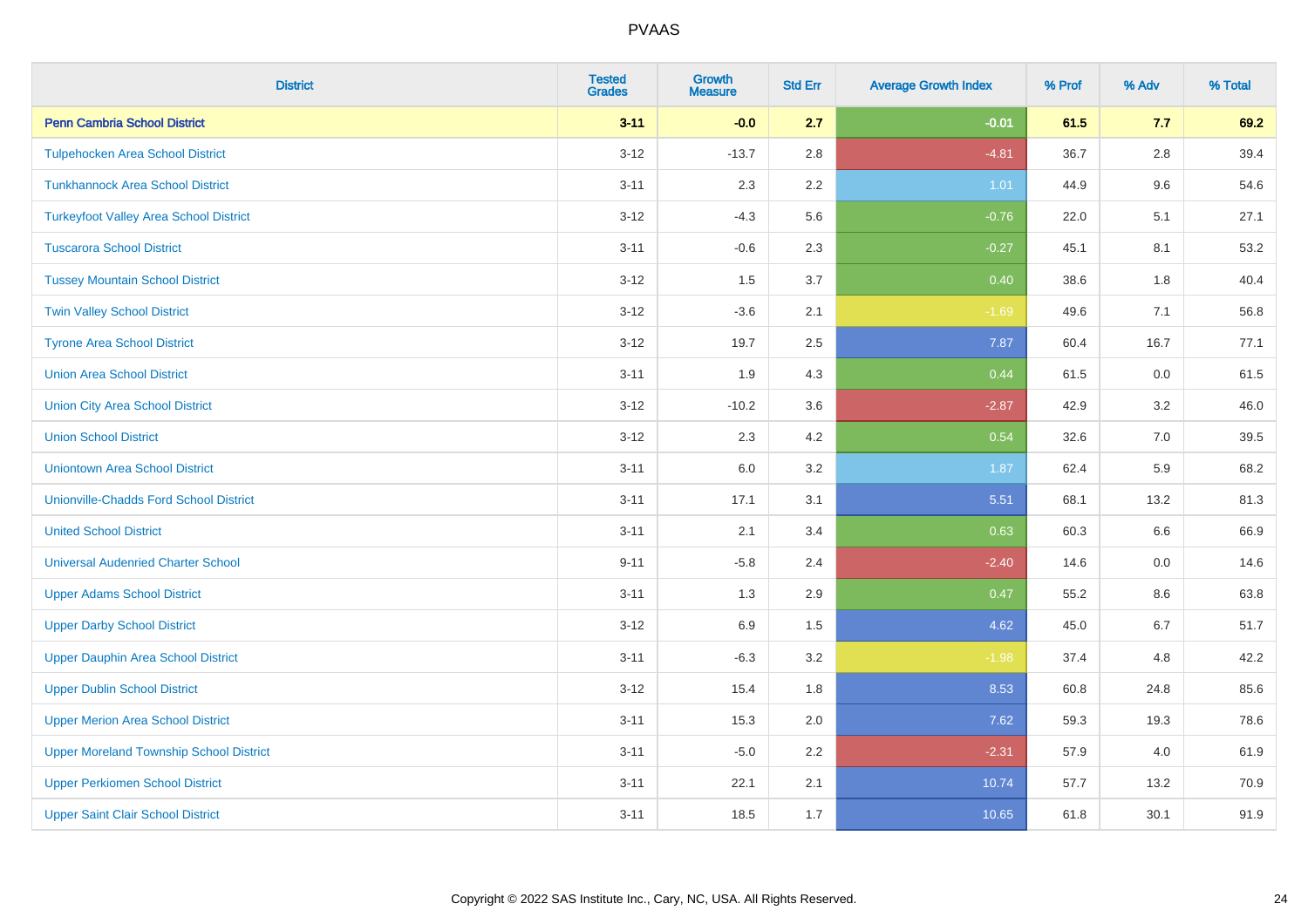# PVAAS

| District | Tested Grades | Growth Measure | Std Err | Average Growth Index | % Prof | % Adv | % Total |
|---|---|---|---|---|---|---|---|
| **Penn Cambria School District** | **3-11** | **-0.0** | **2.7** | **-0.01** | **61.5** | **7.7** | **69.2** |
| Tulpehocken Area School District | 3-12 | -13.7 | 2.8 | -4.81 | 36.7 | 2.8 | 39.4 |
| Tunkhannock Area School District | 3-11 | 2.3 | 2.2 | 1.01 | 44.9 | 9.6 | 54.6 |
| Turkeyfoot Valley Area School District | 3-12 | -4.3 | 5.6 | -0.76 | 22.0 | 5.1 | 27.1 |
| Tuscarora School District | 3-11 | -0.6 | 2.3 | -0.27 | 45.1 | 8.1 | 53.2 |
| Tussey Mountain School District | 3-12 | 1.5 | 3.7 | 0.40 | 38.6 | 1.8 | 40.4 |
| Twin Valley School District | 3-12 | -3.6 | 2.1 | -1.69 | 49.6 | 7.1 | 56.8 |
| Tyrone Area School District | 3-12 | 19.7 | 2.5 | 7.87 | 60.4 | 16.7 | 77.1 |
| Union Area School District | 3-11 | 1.9 | 4.3 | 0.44 | 61.5 | 0.0 | 61.5 |
| Union City Area School District | 3-12 | -10.2 | 3.6 | -2.87 | 42.9 | 3.2 | 46.0 |
| Union School District | 3-12 | 2.3 | 4.2 | 0.54 | 32.6 | 7.0 | 39.5 |
| Uniontown Area School District | 3-11 | 6.0 | 3.2 | 1.87 | 62.4 | 5.9 | 68.2 |
| Unionville-Chadds Ford School District | 3-11 | 17.1 | 3.1 | 5.51 | 68.1 | 13.2 | 81.3 |
| United School District | 3-11 | 2.1 | 3.4 | 0.63 | 60.3 | 6.6 | 66.9 |
| Universal Audenried Charter School | 9-11 | -5.8 | 2.4 | -2.40 | 14.6 | 0.0 | 14.6 |
| Upper Adams School District | 3-11 | 1.3 | 2.9 | 0.47 | 55.2 | 8.6 | 63.8 |
| Upper Darby School District | 3-12 | 6.9 | 1.5 | 4.62 | 45.0 | 6.7 | 51.7 |
| Upper Dauphin Area School District | 3-11 | -6.3 | 3.2 | -1.98 | 37.4 | 4.8 | 42.2 |
| Upper Dublin School District | 3-12 | 15.4 | 1.8 | 8.53 | 60.8 | 24.8 | 85.6 |
| Upper Merion Area School District | 3-11 | 15.3 | 2.0 | 7.62 | 59.3 | 19.3 | 78.6 |
| Upper Moreland Township School District | 3-11 | -5.0 | 2.2 | -2.31 | 57.9 | 4.0 | 61.9 |
| Upper Perkiomen School District | 3-11 | 22.1 | 2.1 | 10.74 | 57.7 | 13.2 | 70.9 |
| Upper Saint Clair School District | 3-11 | 18.5 | 1.7 | 10.65 | 61.8 | 30.1 | 91.9 |

Copyright © 2022 SAS Institute Inc., Cary, NC, USA. All Rights Reserved.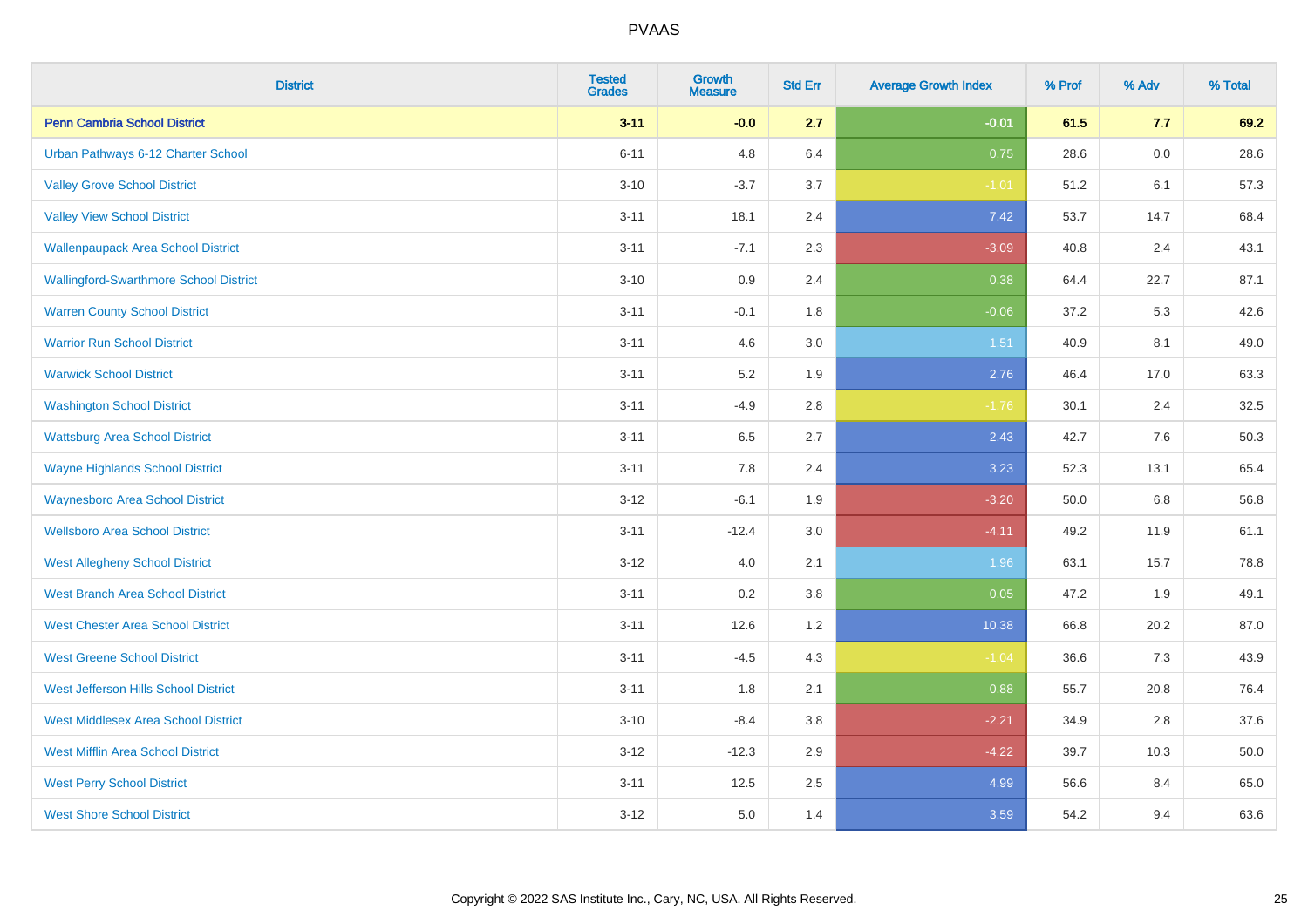| District | Tested Grades | Growth Measure | Std Err | Average Growth Index | % Prof | % Adv | % Total |
|---|---|---|---|---|---|---|---|
| **Penn Cambria School District** | **3-11** | **-0.0** | **2.7** | **-0.01** | **61.5** | **7.7** | **69.2** |
| Urban Pathways 6-12 Charter School | 6-11 | 4.8 | 6.4 | 0.75 | 28.6 | 0.0 | 28.6 |
| Valley Grove School District | 3-10 | -3.7 | 3.7 | -1.01 | 51.2 | 6.1 | 57.3 |
| Valley View School District | 3-11 | 18.1 | 2.4 | 7.42 | 53.7 | 14.7 | 68.4 |
| Wallenpaupack Area School District | 3-11 | -7.1 | 2.3 | -3.09 | 40.8 | 2.4 | 43.1 |
| Wallingford-Swarthmore School District | 3-10 | 0.9 | 2.4 | 0.38 | 64.4 | 22.7 | 87.1 |
| Warren County School District | 3-11 | -0.1 | 1.8 | -0.06 | 37.2 | 5.3 | 42.6 |
| Warrior Run School District | 3-11 | 4.6 | 3.0 | 1.51 | 40.9 | 8.1 | 49.0 |
| Warwick School District | 3-11 | 5.2 | 1.9 | 2.76 | 46.4 | 17.0 | 63.3 |
| Washington School District | 3-11 | -4.9 | 2.8 | -1.76 | 30.1 | 2.4 | 32.5 |
| Wattsburg Area School District | 3-11 | 6.5 | 2.7 | 2.43 | 42.7 | 7.6 | 50.3 |
| Wayne Highlands School District | 3-11 | 7.8 | 2.4 | 3.23 | 52.3 | 13.1 | 65.4 |
| Waynesboro Area School District | 3-12 | -6.1 | 1.9 | -3.20 | 50.0 | 6.8 | 56.8 |
| Wellsboro Area School District | 3-11 | -12.4 | 3.0 | -4.11 | 49.2 | 11.9 | 61.1 |
| West Allegheny School District | 3-12 | 4.0 | 2.1 | 1.96 | 63.1 | 15.7 | 78.8 |
| West Branch Area School District | 3-11 | 0.2 | 3.8 | 0.05 | 47.2 | 1.9 | 49.1 |
| West Chester Area School District | 3-11 | 12.6 | 1.2 | 10.38 | 66.8 | 20.2 | 87.0 |
| West Greene School District | 3-11 | -4.5 | 4.3 | -1.04 | 36.6 | 7.3 | 43.9 |
| West Jefferson Hills School District | 3-11 | 1.8 | 2.1 | 0.88 | 55.7 | 20.8 | 76.4 |
| West Middlesex Area School District | 3-10 | -8.4 | 3.8 | -2.21 | 34.9 | 2.8 | 37.6 |
| West Mifflin Area School District | 3-12 | -12.3 | 2.9 | -4.22 | 39.7 | 10.3 | 50.0 |
| West Perry School District | 3-11 | 12.5 | 2.5 | 4.99 | 56.6 | 8.4 | 65.0 |
| West Shore School District | 3-12 | 5.0 | 1.4 | 3.59 | 54.2 | 9.4 | 63.6 |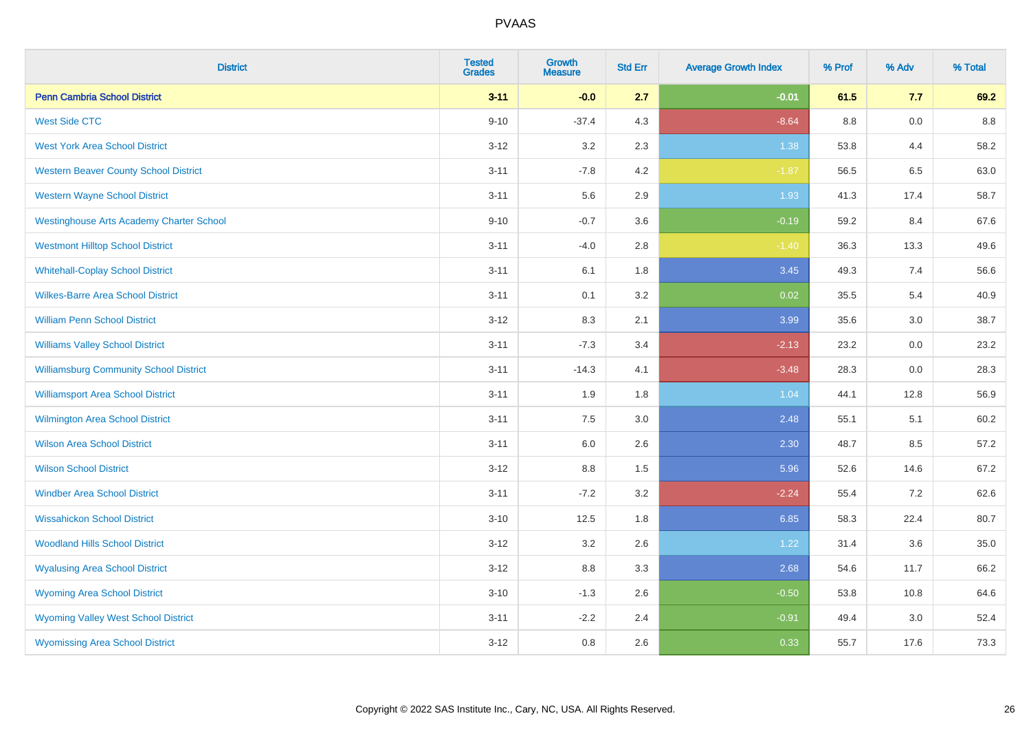| District | Tested Grades | Growth Measure | Std Err | Average Growth Index | % Prof | % Adv | % Total |
|---|---|---|---|---|---|---|---|
| **Penn Cambria School District** | **3-11** | **-0.0** | **2.7** | **-0.01** | **61.5** | **7.7** | **69.2** |
| West Side CTC | 9-10 | -37.4 | 4.3 | -8.64 | 8.8 | 0.0 | 8.8 |
| West York Area School District | 3-12 | 3.2 | 2.3 | 1.38 | 53.8 | 4.4 | 58.2 |
| Western Beaver County School District | 3-11 | -7.8 | 4.2 | -1.87 | 56.5 | 6.5 | 63.0 |
| Western Wayne School District | 3-11 | 5.6 | 2.9 | 1.93 | 41.3 | 17.4 | 58.7 |
| Westinghouse Arts Academy Charter School | 9-10 | -0.7 | 3.6 | -0.19 | 59.2 | 8.4 | 67.6 |
| Westmont Hilltop School District | 3-11 | -4.0 | 2.8 | -1.40 | 36.3 | 13.3 | 49.6 |
| Whitehall-Coplay School District | 3-11 | 6.1 | 1.8 | 3.45 | 49.3 | 7.4 | 56.6 |
| Wilkes-Barre Area School District | 3-11 | 0.1 | 3.2 | 0.02 | 35.5 | 5.4 | 40.9 |
| William Penn School District | 3-12 | 8.3 | 2.1 | 3.99 | 35.6 | 3.0 | 38.7 |
| Williams Valley School District | 3-11 | -7.3 | 3.4 | -2.13 | 23.2 | 0.0 | 23.2 |
| Williamsburg Community School District | 3-11 | -14.3 | 4.1 | -3.48 | 28.3 | 0.0 | 28.3 |
| Williamsport Area School District | 3-11 | 1.9 | 1.8 | 1.04 | 44.1 | 12.8 | 56.9 |
| Wilmington Area School District | 3-11 | 7.5 | 3.0 | 2.48 | 55.1 | 5.1 | 60.2 |
| Wilson Area School District | 3-11 | 6.0 | 2.6 | 2.30 | 48.7 | 8.5 | 57.2 |
| Wilson School District | 3-12 | 8.8 | 1.5 | 5.96 | 52.6 | 14.6 | 67.2 |
| Windber Area School District | 3-11 | -7.2 | 3.2 | -2.24 | 55.4 | 7.2 | 62.6 |
| Wissahickon School District | 3-10 | 12.5 | 1.8 | 6.85 | 58.3 | 22.4 | 80.7 |
| Woodland Hills School District | 3-12 | 3.2 | 2.6 | 1.22 | 31.4 | 3.6 | 35.0 |
| Wyalusing Area School District | 3-12 | 8.8 | 3.3 | 2.68 | 54.6 | 11.7 | 66.2 |
| Wyoming Area School District | 3-10 | -1.3 | 2.6 | -0.50 | 53.8 | 10.8 | 64.6 |
| Wyoming Valley West School District | 3-11 | -2.2 | 2.4 | -0.91 | 49.4 | 3.0 | 52.4 |
| Wyomissing Area School District | 3-12 | 0.8 | 2.6 | 0.33 | 55.7 | 17.6 | 73.3 |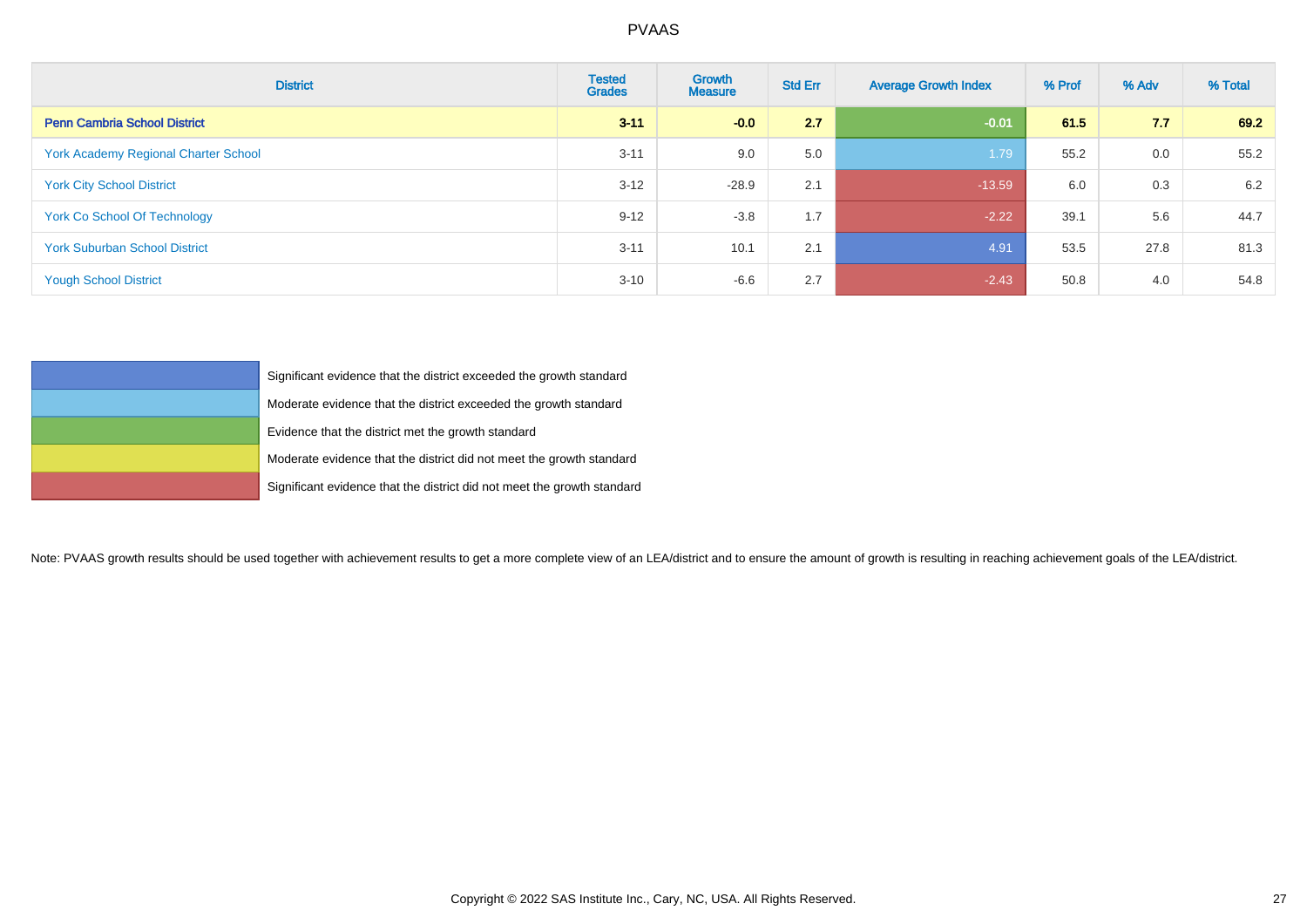# PVAAS

| District | Tested Grades | Growth Measure | Std Err | Average Growth Index | % Prof | % Adv | % Total |
|---|---|---|---|---|---|---|---|
| **Penn Cambria School District** | **3-11** | **-0.0** | **2.7** | **-0.01** | **61.5** | **7.7** | **69.2** |
| York Academy Regional Charter School | 3-11 | 9.0 | 5.0 | 1.79 | 55.2 | 0.0 | 55.2 |
| York City School District | 3-12 | -28.9 | 2.1 | -13.59 | 6.0 | 0.3 | 6.2 |
| York Co School Of Technology | 9-12 | -3.8 | 1.7 | -2.22 | 39.1 | 5.6 | 44.7 |
| York Suburban School District | 3-11 | 10.1 | 2.1 | 4.91 | 53.5 | 27.8 | 81.3 |
| Yough School District | 3-10 | -6.6 | 2.7 | -2.43 | 50.8 | 4.0 | 54.8 |

Significant evidence that the district exceeded the growth standard

Moderate evidence that the district exceeded the growth standard

Evidence that the district met the growth standard

Moderate evidence that the district did not meet the growth standard

Significant evidence that the district did not meet the growth standard

Note: PVAAS growth results should be used together with achievement results to get a more complete view of an LEA/district and to ensure the amount of growth is resulting in reaching achievement goals of the LEA/district.

Copyright © 2022 SAS Institute Inc., Cary, NC, USA. All Rights Reserved.